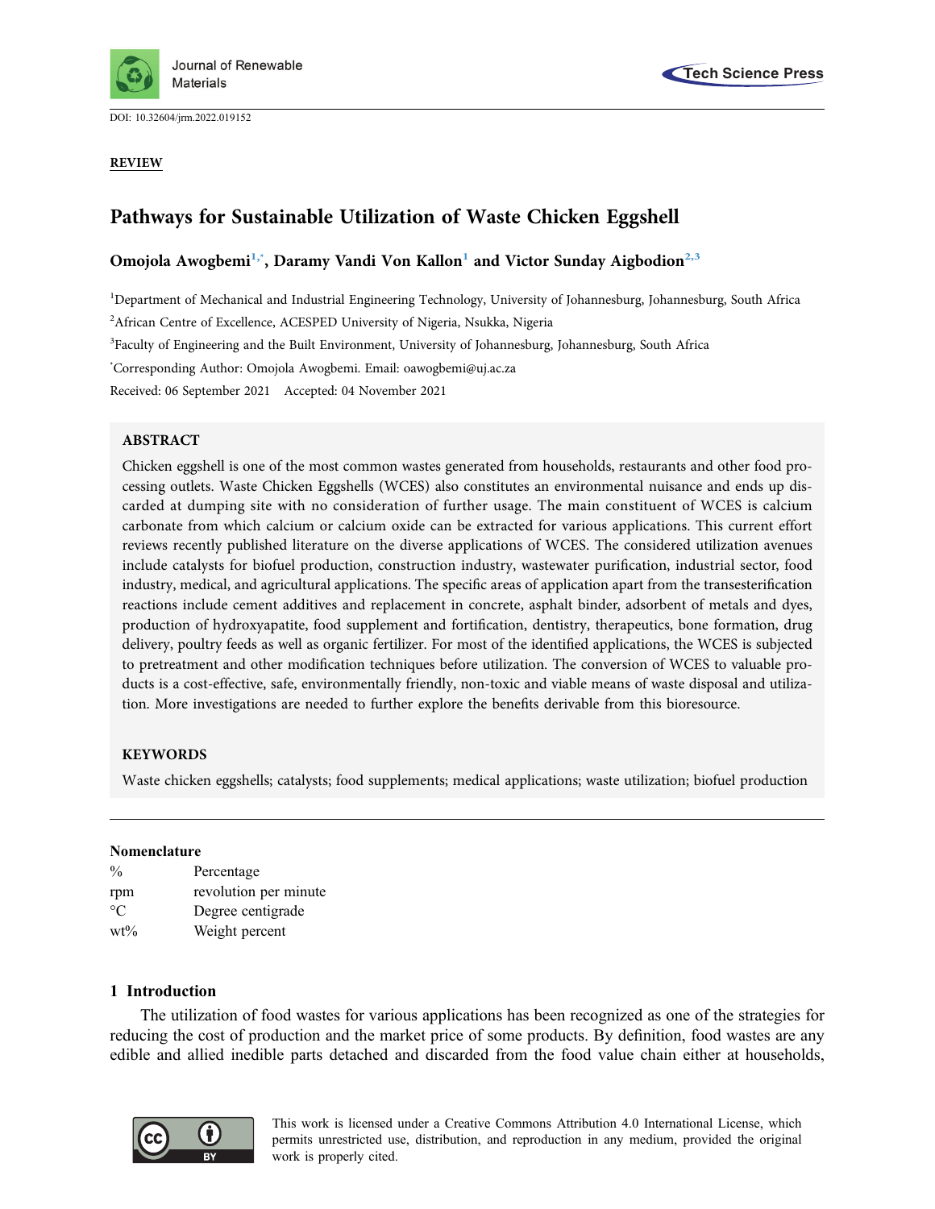DOI: 10.32604/jrm.2022.019152

**REVIEW**

# Pathways for Sustainable Utilization of Waste Chicken Eggshell

**Omojola Awogbemi[1,*], Daramy Vandi Von Kallon[1] and Victor Sunday Aigbodion[2,3]**

[1]Department of Mechanical and Industrial Engineering Technology, University of Johannesburg, Johannesburg, South Africa

[2]African Centre of Excellence, ACESPED University of Nigeria, Nsukka, Nigeria

[3]Faculty of Engineering and the Built Environment, University of Johannesburg, Johannesburg, South Africa

[*]Corresponding Author: Omojola Awogbemi. Email: oawogbemi@uj.ac.za

Received: 06 September 2021 Accepted: 04 November 2021

## ABSTRACT

Chicken eggshell is one of the most common wastes generated from households, restaurants and other food processing outlets. Waste Chicken Eggshells (WCES) also constitutes an environmental nuisance and ends up discarded at dumping site with no consideration of further usage. The main constituent of WCES is calcium carbonate from which calcium or calcium oxide can be extracted for various applications. This current effort reviews recently published literature on the diverse applications of WCES. The considered utilization avenues include catalysts for biofuel production, construction industry, wastewater purification, industrial sector, food industry, medical, and agricultural applications. The specific areas of application apart from the transesterification reactions include cement additives and replacement in concrete, asphalt binder, adsorbent of metals and dyes, production of hydroxyapatite, food supplement and fortification, dentistry, therapeutics, bone formation, drug delivery, poultry feeds as well as organic fertilizer. For most of the identified applications, the WCES is subjected to pretreatment and other modification techniques before utilization. The conversion of WCES to valuable products is a cost-effective, safe, environmentally friendly, non-toxic and viable means of waste disposal and utilization. More investigations are needed to further explore the benefits derivable from this bioresource.

## KEYWORDS

Waste chicken eggshells; catalysts; food supplements; medical applications; waste utilization; biofuel production

---

**Nomenclature**

| | |
|---|---|
| % | Percentage |
| rpm | revolution per minute |
| °C | Degree centigrade |
| wt% | Weight percent |

## 1 Introduction

The utilization of food wastes for various applications has been recognized as one of the strategies for reducing the cost of production and the market price of some products. By definition, food wastes are any edible and allied inedible parts detached and discarded from the food value chain either at households,

This work is licensed under a Creative Commons Attribution 4.0 International License, which permits unrestricted use, distribution, and reproduction in any medium, provided the original work is properly cited.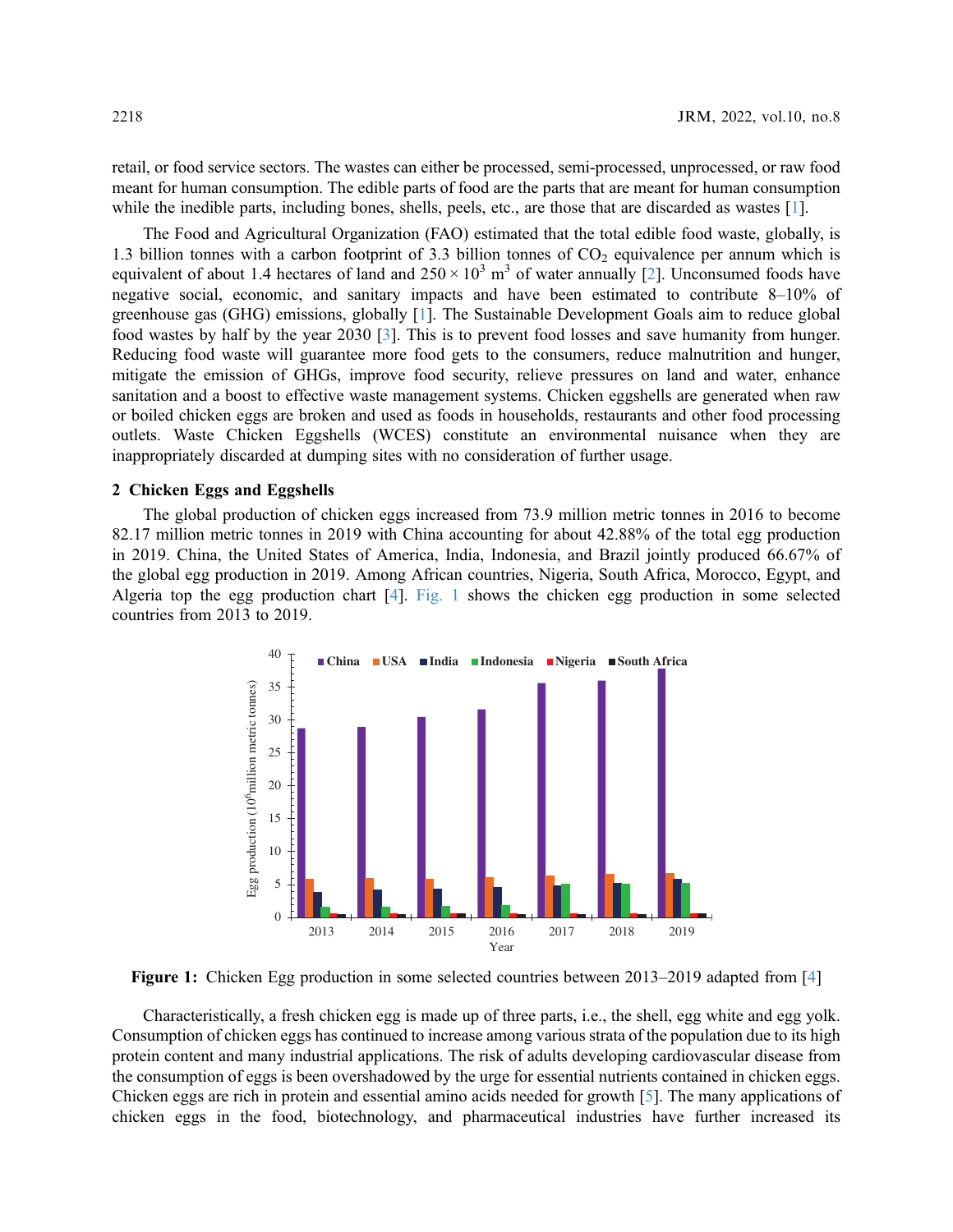retail, or food service sectors. The wastes can either be processed, semi-processed, unprocessed, or raw food meant for human consumption. The edible parts of food are the parts that are meant for human consumption while the inedible parts, including bones, shells, peels, etc., are those that are discarded as wastes [1].

The Food and Agricultural Organization (FAO) estimated that the total edible food waste, globally, is 1.3 billion tonnes with a carbon footprint of 3.3 billion tonnes of $CO_2$ equivalence per annum which is equivalent of about 1.4 hectares of land and $250 \times 10^3$ $m^3$ of water annually [2]. Unconsumed foods have negative social, economic, and sanitary impacts and have been estimated to contribute 8–10% of greenhouse gas (GHG) emissions, globally [1]. The Sustainable Development Goals aim to reduce global food wastes by half by the year 2030 [3]. This is to prevent food losses and save humanity from hunger. Reducing food waste will guarantee more food gets to the consumers, reduce malnutrition and hunger, mitigate the emission of GHGs, improve food security, relieve pressures on land and water, enhance sanitation and a boost to effective waste management systems. Chicken eggshells are generated when raw or boiled chicken eggs are broken and used as foods in households, restaurants and other food processing outlets. Waste Chicken Eggshells (WCES) constitute an environmental nuisance when they are inappropriately discarded at dumping sites with no consideration of further usage.

## 2 Chicken Eggs and Eggshells

The global production of chicken eggs increased from 73.9 million metric tonnes in 2016 to become 82.17 million metric tonnes in 2019 with China accounting for about 42.88% of the total egg production in 2019. China, the United States of America, India, Indonesia, and Brazil jointly produced 66.67% of the global egg production in 2019. Among African countries, Nigeria, South Africa, Morocco, Egypt, and Algeria top the egg production chart [4]. Fig. 1 shows the chicken egg production in some selected countries from 2013 to 2019.

**Figure 1:** Chicken Egg production in some selected countries between 2013–2019 adapted from [4]

Characteristically, a fresh chicken egg is made up of three parts, i.e., the shell, egg white and egg yolk. Consumption of chicken eggs has continued to increase among various strata of the population due to its high protein content and many industrial applications. The risk of adults developing cardiovascular disease from the consumption of eggs is been overshadowed by the urge for essential nutrients contained in chicken eggs. Chicken eggs are rich in protein and essential amino acids needed for growth [5]. The many applications of chicken eggs in the food, biotechnology, and pharmaceutical industries have further increased its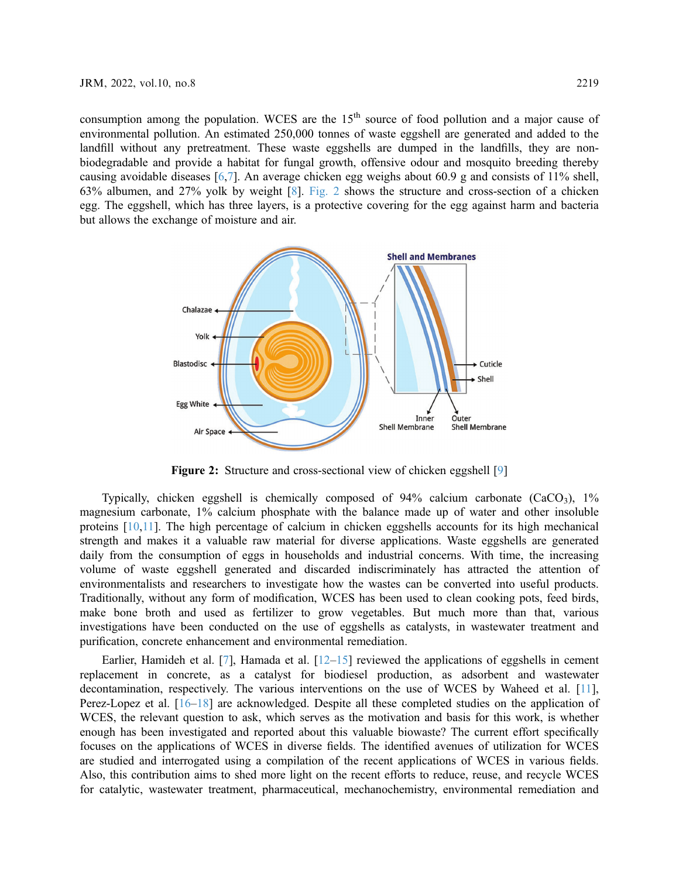consumption among the population. WCES are the 15th source of food pollution and a major cause of environmental pollution. An estimated 250,000 tonnes of waste eggshell are generated and added to the landfill without any pretreatment. These waste eggshells are dumped in the landfills, they are non-biodegradable and provide a habitat for fungal growth, offensive odour and mosquito breeding thereby causing avoidable diseases [6,7]. An average chicken egg weighs about 60.9 g and consists of 11% shell, 63% albumen, and 27% yolk by weight [8]. Fig. 2 shows the structure and cross-section of a chicken egg. The eggshell, which has three layers, is a protective covering for the egg against harm and bacteria but allows the exchange of moisture and air.

**Figure 2:** Structure and cross-sectional view of chicken eggshell [9]

Typically, chicken eggshell is chemically composed of 94% calcium carbonate ($CaCO_3$), 1% magnesium carbonate, 1% calcium phosphate with the balance made up of water and other insoluble proteins [10,11]. The high percentage of calcium in chicken eggshells accounts for its high mechanical strength and makes it a valuable raw material for diverse applications. Waste eggshells are generated daily from the consumption of eggs in households and industrial concerns. With time, the increasing volume of waste eggshell generated and discarded indiscriminately has attracted the attention of environmentalists and researchers to investigate how the wastes can be converted into useful products. Traditionally, without any form of modification, WCES has been used to clean cooking pots, feed birds, make bone broth and used as fertilizer to grow vegetables. But much more than that, various investigations have been conducted on the use of eggshells as catalysts, in wastewater treatment and purification, concrete enhancement and environmental remediation.

Earlier, Hamideh et al. [7], Hamada et al. [12–15] reviewed the applications of eggshells in cement replacement in concrete, as a catalyst for biodiesel production, as adsorbent and wastewater decontamination, respectively. The various interventions on the use of WCES by Waheed et al. [11], Perez-Lopez et al. [16–18] are acknowledged. Despite all these completed studies on the application of WCES, the relevant question to ask, which serves as the motivation and basis for this work, is whether enough has been investigated and reported about this valuable biowaste? The current effort specifically focuses on the applications of WCES in diverse fields. The identified avenues of utilization for WCES are studied and interrogated using a compilation of the recent applications of WCES in various fields. Also, this contribution aims to shed more light on the recent efforts to reduce, reuse, and recycle WCES for catalytic, wastewater treatment, pharmaceutical, mechanochemistry, environmental remediation and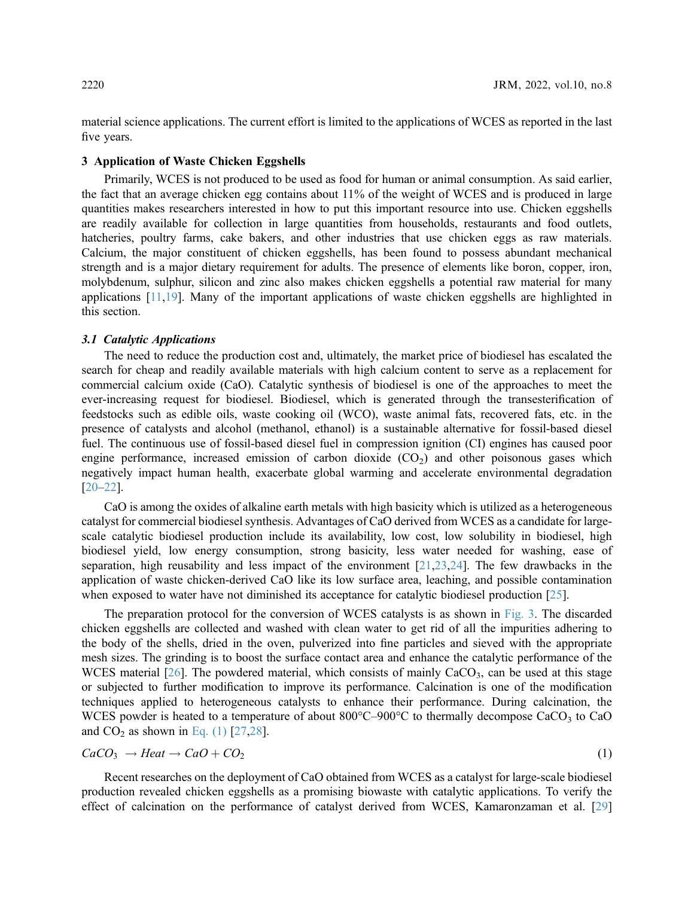material science applications. The current effort is limited to the applications of WCES as reported in the last five years.

## 3 Application of Waste Chicken Eggshells

Primarily, WCES is not produced to be used as food for human or animal consumption. As said earlier, the fact that an average chicken egg contains about 11% of the weight of WCES and is produced in large quantities makes researchers interested in how to put this important resource into use. Chicken eggshells are readily available for collection in large quantities from households, restaurants and food outlets, hatcheries, poultry farms, cake bakers, and other industries that use chicken eggs as raw materials. Calcium, the major constituent of chicken eggshells, has been found to possess abundant mechanical strength and is a major dietary requirement for adults. The presence of elements like boron, copper, iron, molybdenum, sulphur, silicon and zinc also makes chicken eggshells a potential raw material for many applications [11,19]. Many of the important applications of waste chicken eggshells are highlighted in this section.

### 3.1 Catalytic Applications

The need to reduce the production cost and, ultimately, the market price of biodiesel has escalated the search for cheap and readily available materials with high calcium content to serve as a replacement for commercial calcium oxide (CaO). Catalytic synthesis of biodiesel is one of the approaches to meet the ever-increasing request for biodiesel. Biodiesel, which is generated through the transesterification of feedstocks such as edible oils, waste cooking oil (WCO), waste animal fats, recovered fats, etc. in the presence of catalysts and alcohol (methanol, ethanol) is a sustainable alternative for fossil-based diesel fuel. The continuous use of fossil-based diesel fuel in compression ignition (CI) engines has caused poor engine performance, increased emission of carbon dioxide ($CO_2$) and other poisonous gases which negatively impact human health, exacerbate global warming and accelerate environmental degradation [20–22].

CaO is among the oxides of alkaline earth metals with high basicity which is utilized as a heterogeneous catalyst for commercial biodiesel synthesis. Advantages of CaO derived from WCES as a candidate for large-scale catalytic biodiesel production include its availability, low cost, low solubility in biodiesel, high biodiesel yield, low energy consumption, strong basicity, less water needed for washing, ease of separation, high reusability and less impact of the environment [21,23,24]. The few drawbacks in the application of waste chicken-derived CaO like its low surface area, leaching, and possible contamination when exposed to water have not diminished its acceptance for catalytic biodiesel production [25].

The preparation protocol for the conversion of WCES catalysts is as shown in Fig. 3. The discarded chicken eggshells are collected and washed with clean water to get rid of all the impurities adhering to the body of the shells, dried in the oven, pulverized into fine particles and sieved with the appropriate mesh sizes. The grinding is to boost the surface contact area and enhance the catalytic performance of the WCES material [26]. The powdered material, which consists of mainly $CaCO_3$, can be used at this stage or subjected to further modification to improve its performance. Calcination is one of the modification techniques applied to heterogeneous catalysts to enhance their performance. During calcination, the WCES powder is heated to a temperature of about 800°C–900°C to thermally decompose $CaCO_3$ to CaO and $CO_2$ as shown in Eq. (1) [27,28].

$$CaCO_3 \rightarrow Heat \rightarrow CaO + CO_2 \tag{1}$$

Recent researches on the deployment of CaO obtained from WCES as a catalyst for large-scale biodiesel production revealed chicken eggshells as a promising biowaste with catalytic applications. To verify the effect of calcination on the performance of catalyst derived from WCES, Kamaronzaman et al. [29]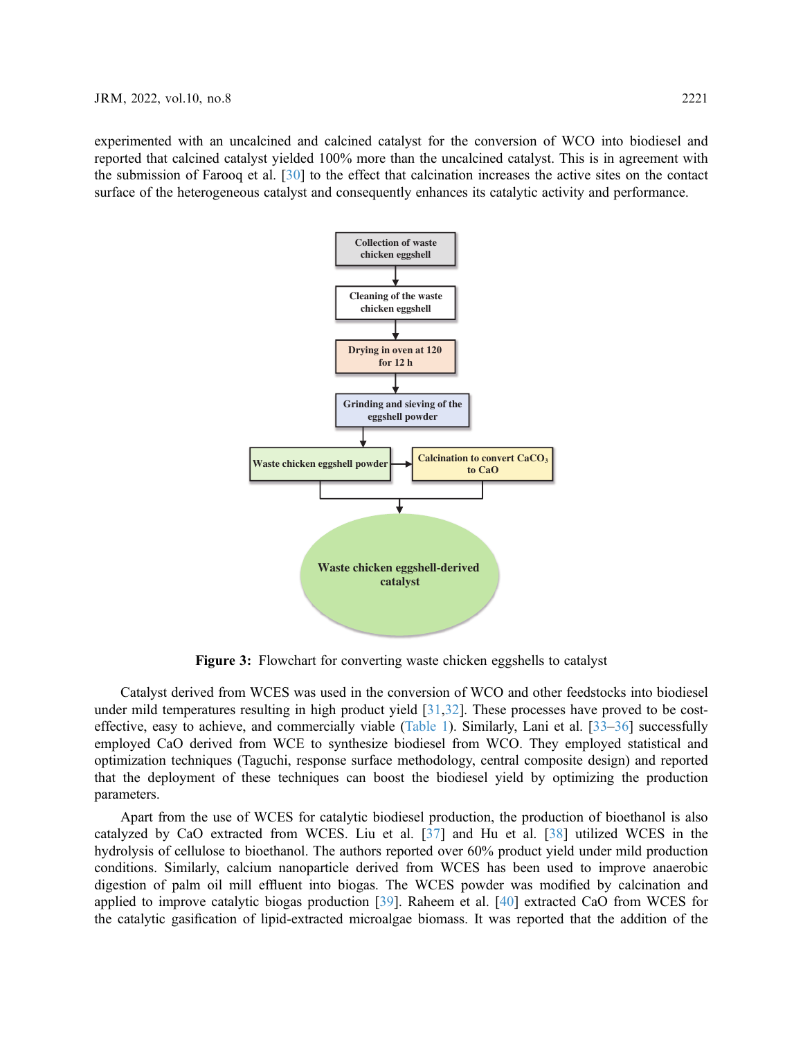experimented with an uncalcined and calcined catalyst for the conversion of WCO into biodiesel and reported that calcined catalyst yielded 100% more than the uncalcined catalyst. This is in agreement with the submission of Farooq et al. [30] to the effect that calcination increases the active sites on the contact surface of the heterogeneous catalyst and consequently enhances its catalytic activity and performance.

Collection of waste chicken eggshell → Cleaning of the waste chicken eggshell → Drying in oven at 120 for 12 h → Grinding and sieving of the eggshell powder → Waste chicken eggshell powder → Calcination to convert $CaCO_3$ to CaO → Waste chicken eggshell-derived catalyst

**Figure 3:** Flowchart for converting waste chicken eggshells to catalyst

Catalyst derived from WCES was used in the conversion of WCO and other feedstocks into biodiesel under mild temperatures resulting in high product yield [31,32]. These processes have proved to be cost-effective, easy to achieve, and commercially viable (Table 1). Similarly, Lani et al. [33–36] successfully employed CaO derived from WCE to synthesize biodiesel from WCO. They employed statistical and optimization techniques (Taguchi, response surface methodology, central composite design) and reported that the deployment of these techniques can boost the biodiesel yield by optimizing the production parameters.

Apart from the use of WCES for catalytic biodiesel production, the production of bioethanol is also catalyzed by CaO extracted from WCES. Liu et al. [37] and Hu et al. [38] utilized WCES in the hydrolysis of cellulose to bioethanol. The authors reported over 60% product yield under mild production conditions. Similarly, calcium nanoparticle derived from WCES has been used to improve anaerobic digestion of palm oil mill effluent into biogas. The WCES powder was modified by calcination and applied to improve catalytic biogas production [39]. Raheem et al. [40] extracted CaO from WCES for the catalytic gasification of lipid-extracted microalgae biomass. It was reported that the addition of the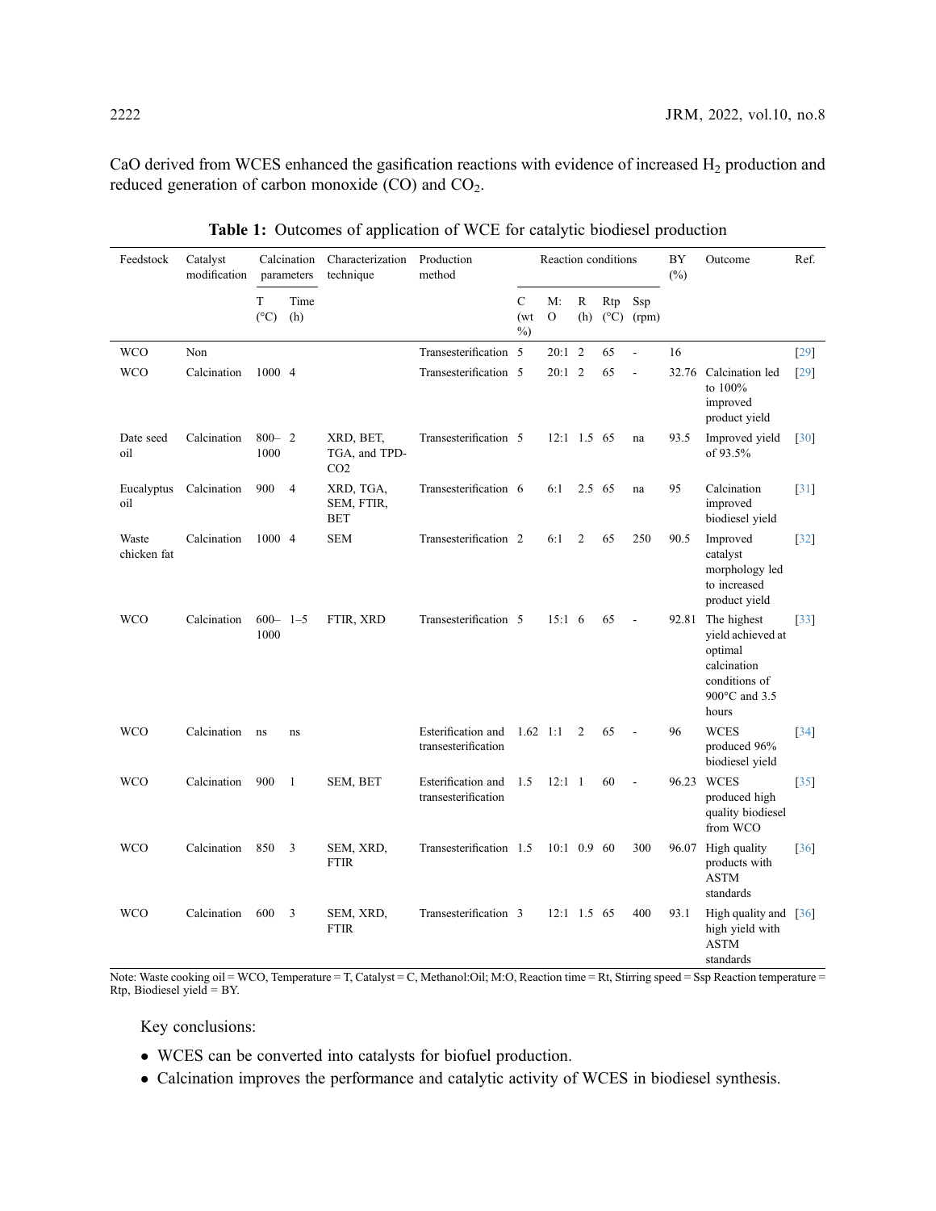CaO derived from WCES enhanced the gasification reactions with evidence of increased $H_2$ production and reduced generation of carbon monoxide (CO) and $CO_2$.

**Table 1:** Outcomes of application of WCE for catalytic biodiesel production

| Feedstock | Catalyst modification | Calcination parameters | | Characterization technique | Production method | Reaction conditions | | | | | BY (%) | Outcome | Ref. |
|---|---|---|---|---|---|---|---|---|---|---|---|---|---|
| | | T (°C) | Time (h) | | | C (wt %) | M:O | R (h) | Rtp (°C) | Ssp (rpm) | | | |
| WCO | Non | | | | Transesterification | 5 | 20:1 | 2 | 65 | - | 16 | | [29] |
| WCO | Calcination | 1000 | 4 | | Transesterification | 5 | 20:1 | 2 | 65 | - | 32.76 | Calcination led to 100% improved product yield | [29] |
| Date seed oil | Calcination | 800–1000 | 2 | XRD, BET, TGA, and TPD-CO2 | Transesterification | 5 | 12:1 | 1.5 | 65 | na | 93.5 | Improved yield of 93.5% | [30] |
| Eucalyptus oil | Calcination | 900 | 4 | XRD, TGA, SEM, FTIR, BET | Transesterification | 6 | 6:1 | 2.5 | 65 | na | 95 | Calcination improved biodiesel yield | [31] |
| Waste chicken fat | Calcination | 1000 | 4 | SEM | Transesterification | 2 | 6:1 | 2 | 65 | 250 | 90.5 | Improved catalyst morphology led to increased product yield | [32] |
| WCO | Calcination | 600–1000 | 1–5 | FTIR, XRD | Transesterification | 5 | 15:1 | 6 | 65 | - | 92.81 | The highest yield achieved at optimal calcination conditions of 900°C and 3.5 hours | [33] |
| WCO | Calcination | ns | ns | | Esterification and transesterification | 1.62 | 1:1 | 2 | 65 | - | 96 | WCES produced 96% biodiesel yield | [34] |
| WCO | Calcination | 900 | 1 | SEM, BET | Esterification and transesterification | 1.5 | 12:1 | 1 | 60 | - | 96.23 | WCES produced high quality biodiesel from WCO | [35] |
| WCO | Calcination | 850 | 3 | SEM, XRD, FTIR | Transesterification | 1.5 | 10:1 | 0.9 | 60 | 300 | 96.07 | High quality products with ASTM standards | [36] |
| WCO | Calcination | 600 | 3 | SEM, XRD, FTIR | Transesterification | 3 | 12:1 | 1.5 | 65 | 400 | 93.1 | High quality and high yield with ASTM standards | [36] |

Note: Waste cooking oil = WCO, Temperature = T, Catalyst = C, Methanol:Oil; M:O, Reaction time = Rt, Stirring speed = Ssp Reaction temperature = Rtp, Biodiesel yield = BY.

Key conclusions:

- WCES can be converted into catalysts for biofuel production.
- Calcination improves the performance and catalytic activity of WCES in biodiesel synthesis.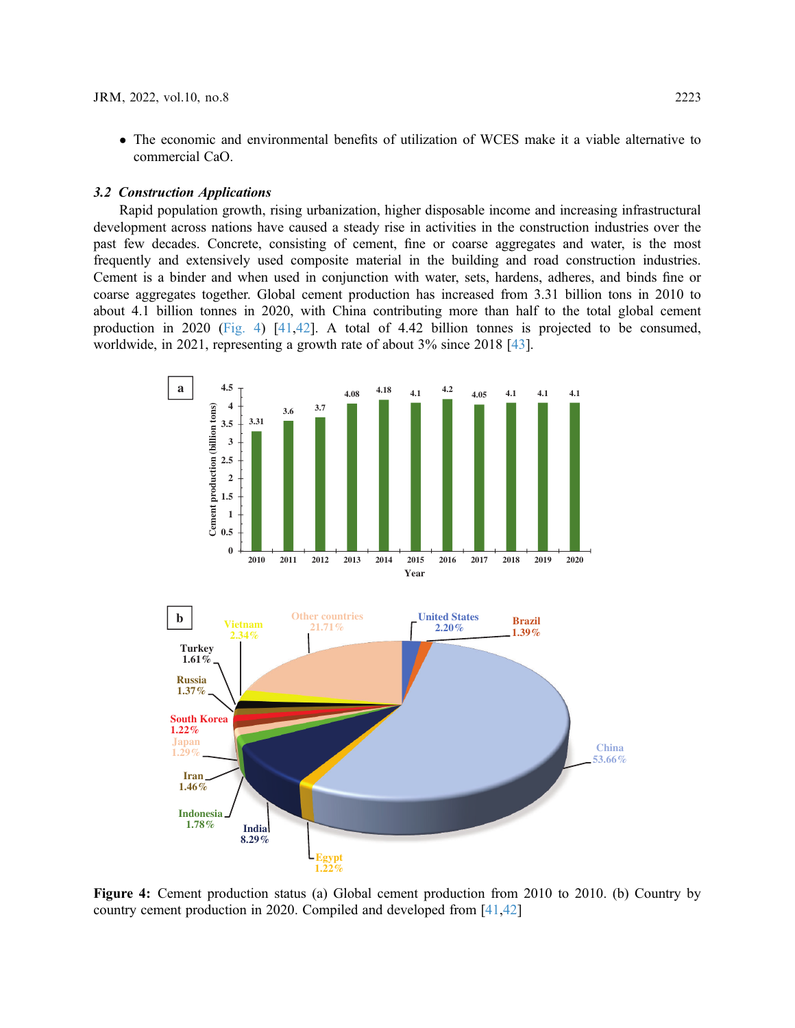- The economic and environmental benefits of utilization of WCES make it a viable alternative to commercial CaO.

### *3.2 Construction Applications*

Rapid population growth, rising urbanization, higher disposable income and increasing infrastructural development across nations have caused a steady rise in activities in the construction industries over the past few decades. Concrete, consisting of cement, fine or coarse aggregates and water, is the most frequently and extensively used composite material in the building and road construction industries. Cement is a binder and when used in conjunction with water, sets, hardens, adheres, and binds fine or coarse aggregates together. Global cement production has increased from 3.31 billion tons in 2010 to about 4.1 billion tonnes in 2020, with China contributing more than half to the total global cement production in 2020 (Fig. 4) [41,42]. A total of 4.42 billion tonnes is projected to be consumed, worldwide, in 2021, representing a growth rate of about 3% since 2018 [43].

**Figure 4:** Cement production status (a) Global cement production from 2010 to 2010. (b) Country by country cement production in 2020. Compiled and developed from [41,42]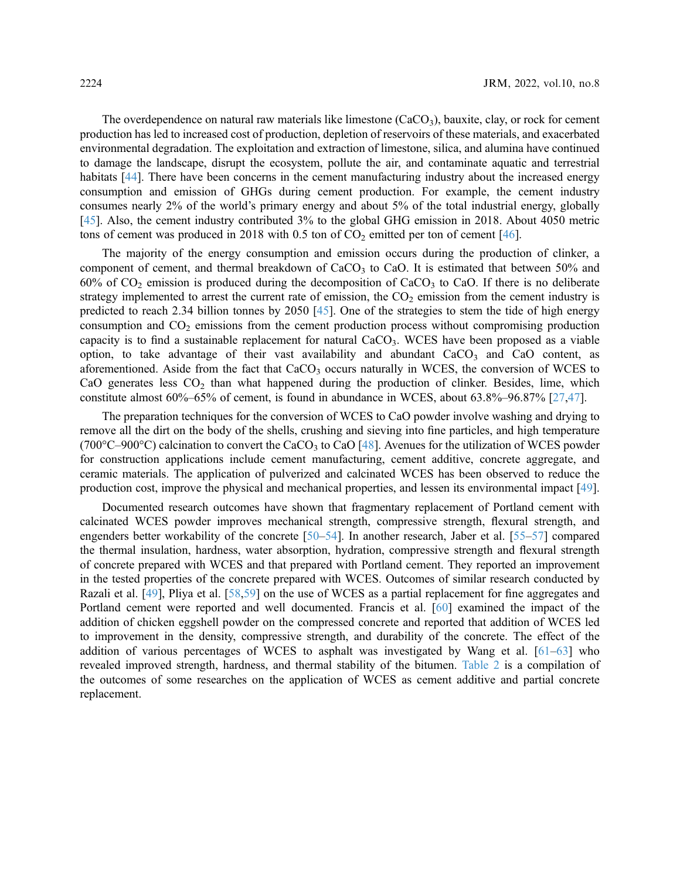The overdependence on natural raw materials like limestone ($CaCO_3$), bauxite, clay, or rock for cement production has led to increased cost of production, depletion of reservoirs of these materials, and exacerbated environmental degradation. The exploitation and extraction of limestone, silica, and alumina have continued to damage the landscape, disrupt the ecosystem, pollute the air, and contaminate aquatic and terrestrial habitats [44]. There have been concerns in the cement manufacturing industry about the increased energy consumption and emission of GHGs during cement production. For example, the cement industry consumes nearly 2% of the world's primary energy and about 5% of the total industrial energy, globally [45]. Also, the cement industry contributed 3% to the global GHG emission in 2018. About 4050 metric tons of cement was produced in 2018 with 0.5 ton of $CO_2$ emitted per ton of cement [46].

The majority of the energy consumption and emission occurs during the production of clinker, a component of cement, and thermal breakdown of $CaCO_3$ to CaO. It is estimated that between 50% and 60% of $CO_2$ emission is produced during the decomposition of $CaCO_3$ to CaO. If there is no deliberate strategy implemented to arrest the current rate of emission, the $CO_2$ emission from the cement industry is predicted to reach 2.34 billion tonnes by 2050 [45]. One of the strategies to stem the tide of high energy consumption and $CO_2$ emissions from the cement production process without compromising production capacity is to find a sustainable replacement for natural $CaCO_3$. WCES have been proposed as a viable option, to take advantage of their vast availability and abundant $CaCO_3$ and CaO content, as aforementioned. Aside from the fact that $CaCO_3$ occurs naturally in WCES, the conversion of WCES to CaO generates less $CO_2$ than what happened during the production of clinker. Besides, lime, which constitute almost 60%–65% of cement, is found in abundance in WCES, about 63.8%–96.87% [27,47].

The preparation techniques for the conversion of WCES to CaO powder involve washing and drying to remove all the dirt on the body of the shells, crushing and sieving into fine particles, and high temperature (700°C–900°C) calcination to convert the $CaCO_3$ to CaO [48]. Avenues for the utilization of WCES powder for construction applications include cement manufacturing, cement additive, concrete aggregate, and ceramic materials. The application of pulverized and calcinated WCES has been observed to reduce the production cost, improve the physical and mechanical properties, and lessen its environmental impact [49].

Documented research outcomes have shown that fragmentary replacement of Portland cement with calcinated WCES powder improves mechanical strength, compressive strength, flexural strength, and engenders better workability of the concrete [50–54]. In another research, Jaber et al. [55–57] compared the thermal insulation, hardness, water absorption, hydration, compressive strength and flexural strength of concrete prepared with WCES and that prepared with Portland cement. They reported an improvement in the tested properties of the concrete prepared with WCES. Outcomes of similar research conducted by Razali et al. [49], Pliya et al. [58,59] on the use of WCES as a partial replacement for fine aggregates and Portland cement were reported and well documented. Francis et al. [60] examined the impact of the addition of chicken eggshell powder on the compressed concrete and reported that addition of WCES led to improvement in the density, compressive strength, and durability of the concrete. The effect of the addition of various percentages of WCES to asphalt was investigated by Wang et al. [61–63] who revealed improved strength, hardness, and thermal stability of the bitumen. Table 2 is a compilation of the outcomes of some researches on the application of WCES as cement additive and partial concrete replacement.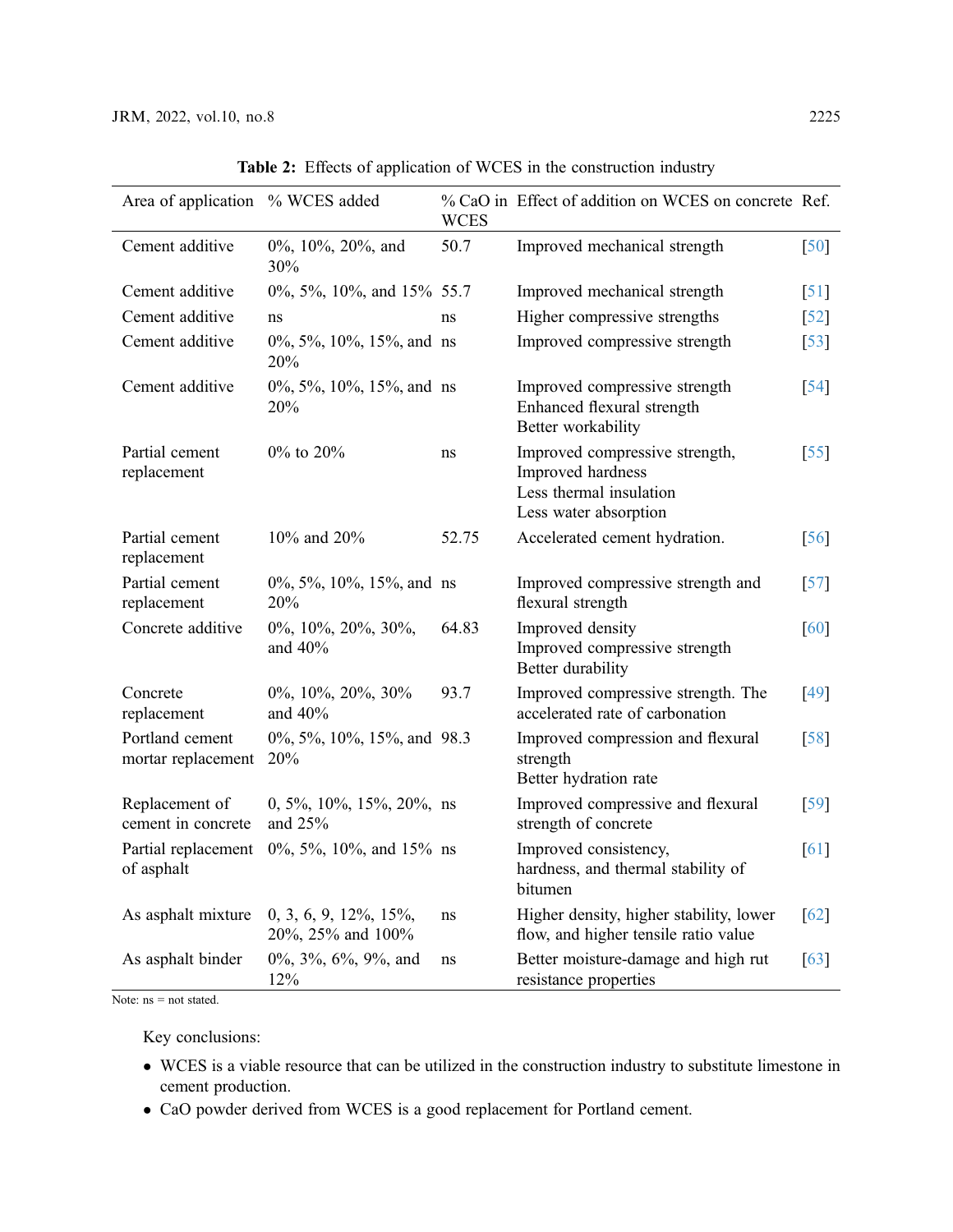**Table 2:** Effects of application of WCES in the construction industry

| Area of application | % WCES added | % CaO in WCES | Effect of addition on WCES on concrete | Ref. |
|---|---|---|---|---|
| Cement additive | 0%, 10%, 20%, and 30% | 50.7 | Improved mechanical strength | [50] |
| Cement additive | 0%, 5%, 10%, and 15% | 55.7 | Improved mechanical strength | [51] |
| Cement additive | ns | ns | Higher compressive strengths | [52] |
| Cement additive | 0%, 5%, 10%, 15%, and 20% | ns | Improved compressive strength | [53] |
| Cement additive | 0%, 5%, 10%, 15%, and 20% | ns | Improved compressive strength<br>Enhanced flexural strength<br>Better workability | [54] |
| Partial cement replacement | 0% to 20% | ns | Improved compressive strength,<br>Improved hardness<br>Less thermal insulation<br>Less water absorption | [55] |
| Partial cement replacement | 10% and 20% | 52.75 | Accelerated cement hydration. | [56] |
| Partial cement replacement | 0%, 5%, 10%, 15%, and 20% | ns | Improved compressive strength and flexural strength | [57] |
| Concrete additive | 0%, 10%, 20%, 30%, and 40% | 64.83 | Improved density<br>Improved compressive strength<br>Better durability | [60] |
| Concrete replacement | 0%, 10%, 20%, 30% and 40% | 93.7 | Improved compressive strength. The accelerated rate of carbonation | [49] |
| Portland cement mortar replacement | 0%, 5%, 10%, 15%, and 20% | 98.3 | Improved compression and flexural strength<br>Better hydration rate | [58] |
| Replacement of cement in concrete | 0, 5%, 10%, 15%, 20%, and 25% | ns | Improved compressive and flexural strength of concrete | [59] |
| Partial replacement of asphalt | 0%, 5%, 10%, and 15% | ns | Improved consistency, hardness, and thermal stability of bitumen | [61] |
| As asphalt mixture | 0, 3, 6, 9, 12%, 15%, 20%, 25% and 100% | ns | Higher density, higher stability, lower flow, and higher tensile ratio value | [62] |
| As asphalt binder | 0%, 3%, 6%, 9%, and 12% | ns | Better moisture-damage and high rut resistance properties | [63] |

Note: ns = not stated.

Key conclusions:

- WCES is a viable resource that can be utilized in the construction industry to substitute limestone in cement production.
- CaO powder derived from WCES is a good replacement for Portland cement.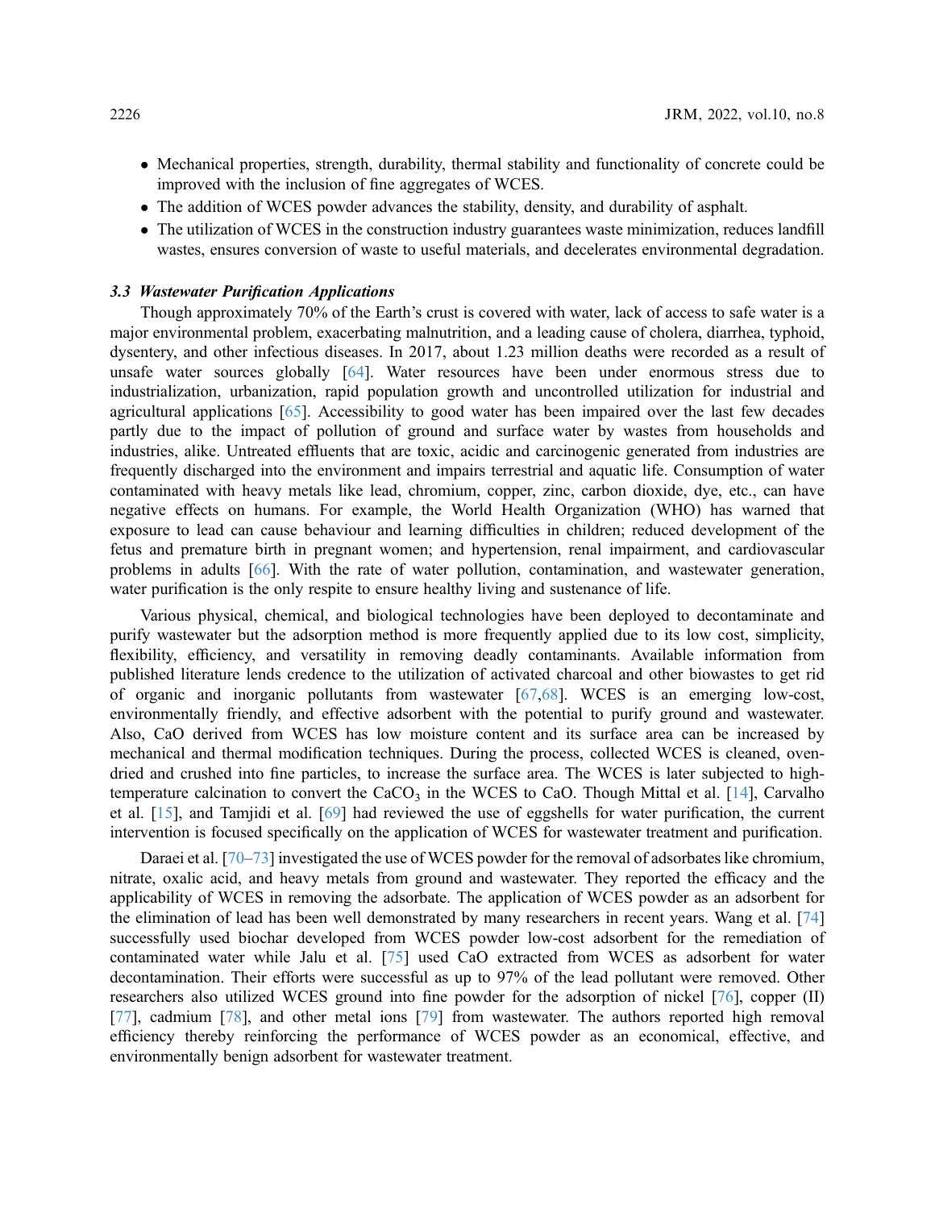- Mechanical properties, strength, durability, thermal stability and functionality of concrete could be improved with the inclusion of fine aggregates of WCES.
- The addition of WCES powder advances the stability, density, and durability of asphalt.
- The utilization of WCES in the construction industry guarantees waste minimization, reduces landfill wastes, ensures conversion of waste to useful materials, and decelerates environmental degradation.

### *3.3 Wastewater Purification Applications*

Though approximately 70% of the Earth's crust is covered with water, lack of access to safe water is a major environmental problem, exacerbating malnutrition, and a leading cause of cholera, diarrhea, typhoid, dysentery, and other infectious diseases. In 2017, about 1.23 million deaths were recorded as a result of unsafe water sources globally [64]. Water resources have been under enormous stress due to industrialization, urbanization, rapid population growth and uncontrolled utilization for industrial and agricultural applications [65]. Accessibility to good water has been impaired over the last few decades partly due to the impact of pollution of ground and surface water by wastes from households and industries, alike. Untreated effluents that are toxic, acidic and carcinogenic generated from industries are frequently discharged into the environment and impairs terrestrial and aquatic life. Consumption of water contaminated with heavy metals like lead, chromium, copper, zinc, carbon dioxide, dye, etc., can have negative effects on humans. For example, the World Health Organization (WHO) has warned that exposure to lead can cause behaviour and learning difficulties in children; reduced development of the fetus and premature birth in pregnant women; and hypertension, renal impairment, and cardiovascular problems in adults [66]. With the rate of water pollution, contamination, and wastewater generation, water purification is the only respite to ensure healthy living and sustenance of life.

Various physical, chemical, and biological technologies have been deployed to decontaminate and purify wastewater but the adsorption method is more frequently applied due to its low cost, simplicity, flexibility, efficiency, and versatility in removing deadly contaminants. Available information from published literature lends credence to the utilization of activated charcoal and other biowastes to get rid of organic and inorganic pollutants from wastewater [67,68]. WCES is an emerging low-cost, environmentally friendly, and effective adsorbent with the potential to purify ground and wastewater. Also, CaO derived from WCES has low moisture content and its surface area can be increased by mechanical and thermal modification techniques. During the process, collected WCES is cleaned, oven-dried and crushed into fine particles, to increase the surface area. The WCES is later subjected to high-temperature calcination to convert the $CaCO_3$ in the WCES to CaO. Though Mittal et al. [14], Carvalho et al. [15], and Tamjidi et al. [69] had reviewed the use of eggshells for water purification, the current intervention is focused specifically on the application of WCES for wastewater treatment and purification.

Daraei et al. [70–73] investigated the use of WCES powder for the removal of adsorbates like chromium, nitrate, oxalic acid, and heavy metals from ground and wastewater. They reported the efficacy and the applicability of WCES in removing the adsorbate. The application of WCES powder as an adsorbent for the elimination of lead has been well demonstrated by many researchers in recent years. Wang et al. [74] successfully used biochar developed from WCES powder low-cost adsorbent for the remediation of contaminated water while Jalu et al. [75] used CaO extracted from WCES as adsorbent for water decontamination. Their efforts were successful as up to 97% of the lead pollutant were removed. Other researchers also utilized WCES ground into fine powder for the adsorption of nickel [76], copper (II) [77], cadmium [78], and other metal ions [79] from wastewater. The authors reported high removal efficiency thereby reinforcing the performance of WCES powder as an economical, effective, and environmentally benign adsorbent for wastewater treatment.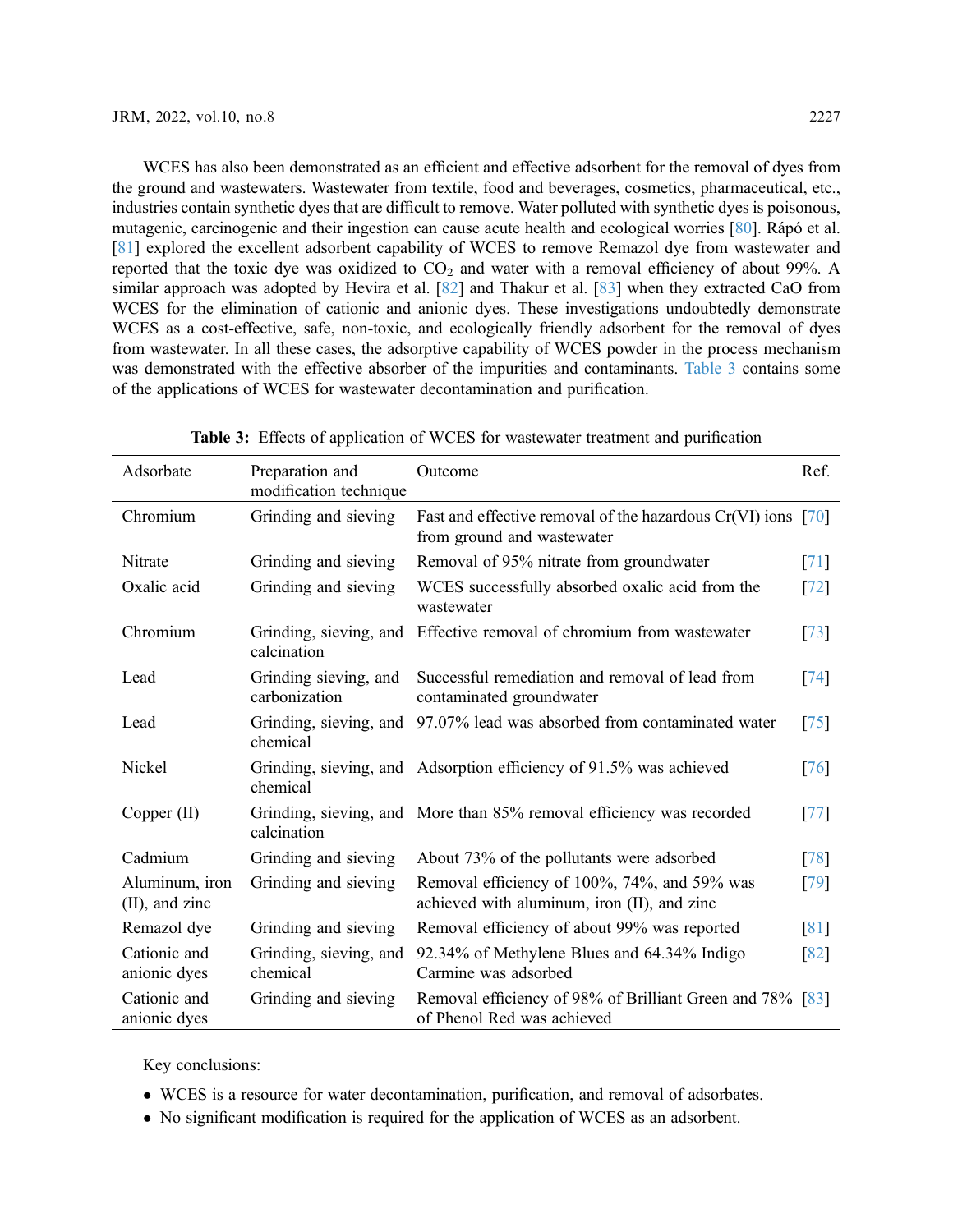WCES has also been demonstrated as an efficient and effective adsorbent for the removal of dyes from the ground and wastewaters. Wastewater from textile, food and beverages, cosmetics, pharmaceutical, etc., industries contain synthetic dyes that are difficult to remove. Water polluted with synthetic dyes is poisonous, mutagenic, carcinogenic and their ingestion can cause acute health and ecological worries [80]. Rápó et al. [81] explored the excellent adsorbent capability of WCES to remove Remazol dye from wastewater and reported that the toxic dye was oxidized to $CO_2$ and water with a removal efficiency of about 99%. A similar approach was adopted by Hevira et al. [82] and Thakur et al. [83] when they extracted CaO from WCES for the elimination of cationic and anionic dyes. These investigations undoubtedly demonstrate WCES as a cost-effective, safe, non-toxic, and ecologically friendly adsorbent for the removal of dyes from wastewater. In all these cases, the adsorptive capability of WCES powder in the process mechanism was demonstrated with the effective absorber of the impurities and contaminants. Table 3 contains some of the applications of WCES for wastewater decontamination and purification.

**Table 3:** Effects of application of WCES for wastewater treatment and purification

| Adsorbate | Preparation and modification technique | Outcome | Ref. |
|---|---|---|---|
| Chromium | Grinding and sieving | Fast and effective removal of the hazardous Cr(VI) ions from ground and wastewater | [70] |
| Nitrate | Grinding and sieving | Removal of 95% nitrate from groundwater | [71] |
| Oxalic acid | Grinding and sieving | WCES successfully absorbed oxalic acid from the wastewater | [72] |
| Chromium | Grinding, sieving, and calcination | Effective removal of chromium from wastewater | [73] |
| Lead | Grinding sieving, and carbonization | Successful remediation and removal of lead from contaminated groundwater | [74] |
| Lead | Grinding, sieving, and chemical | 97.07% lead was absorbed from contaminated water | [75] |
| Nickel | Grinding, sieving, and chemical | Adsorption efficiency of 91.5% was achieved | [76] |
| Copper (II) | Grinding, sieving, and calcination | More than 85% removal efficiency was recorded | [77] |
| Cadmium | Grinding and sieving | About 73% of the pollutants were adsorbed | [78] |
| Aluminum, iron (II), and zinc | Grinding and sieving | Removal efficiency of 100%, 74%, and 59% was achieved with aluminum, iron (II), and zinc | [79] |
| Remazol dye | Grinding and sieving | Removal efficiency of about 99% was reported | [81] |
| Cationic and anionic dyes | Grinding, sieving, and chemical | 92.34% of Methylene Blues and 64.34% Indigo Carmine was adsorbed | [82] |
| Cationic and anionic dyes | Grinding and sieving | Removal efficiency of 98% of Brilliant Green and 78% of Phenol Red was achieved | [83] |

Key conclusions:

- WCES is a resource for water decontamination, purification, and removal of adsorbates.
- No significant modification is required for the application of WCES as an adsorbent.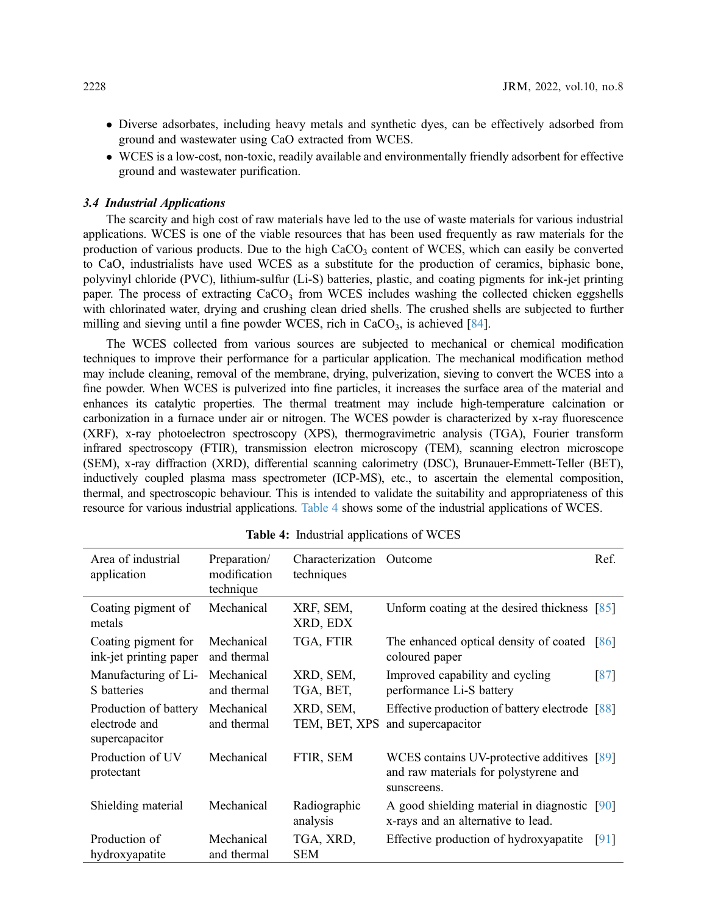- Diverse adsorbates, including heavy metals and synthetic dyes, can be effectively adsorbed from ground and wastewater using CaO extracted from WCES.
- WCES is a low-cost, non-toxic, readily available and environmentally friendly adsorbent for effective ground and wastewater purification.

### *3.4 Industrial Applications*

The scarcity and high cost of raw materials have led to the use of waste materials for various industrial applications. WCES is one of the viable resources that has been used frequently as raw materials for the production of various products. Due to the high $CaCO_3$ content of WCES, which can easily be converted to CaO, industrialists have used WCES as a substitute for the production of ceramics, biphasic bone, polyvinyl chloride (PVC), lithium-sulfur (Li-S) batteries, plastic, and coating pigments for ink-jet printing paper. The process of extracting $CaCO_3$ from WCES includes washing the collected chicken eggshells with chlorinated water, drying and crushing clean dried shells. The crushed shells are subjected to further milling and sieving until a fine powder WCES, rich in $CaCO_3$, is achieved [84].

The WCES collected from various sources are subjected to mechanical or chemical modification techniques to improve their performance for a particular application. The mechanical modification method may include cleaning, removal of the membrane, drying, pulverization, sieving to convert the WCES into a fine powder. When WCES is pulverized into fine particles, it increases the surface area of the material and enhances its catalytic properties. The thermal treatment may include high-temperature calcination or carbonization in a furnace under air or nitrogen. The WCES powder is characterized by x-ray fluorescence (XRF), x-ray photoelectron spectroscopy (XPS), thermogravimetric analysis (TGA), Fourier transform infrared spectroscopy (FTIR), transmission electron microscopy (TEM), scanning electron microscope (SEM), x-ray diffraction (XRD), differential scanning calorimetry (DSC), Brunauer-Emmett-Teller (BET), inductively coupled plasma mass spectrometer (ICP-MS), etc., to ascertain the elemental composition, thermal, and spectroscopic behaviour. This is intended to validate the suitability and appropriateness of this resource for various industrial applications. Table 4 shows some of the industrial applications of WCES.

**Table 4:** Industrial applications of WCES

| Area of industrial application | Preparation/ modification technique | Characterization techniques | Outcome | Ref. |
|---|---|---|---|---|
| Coating pigment of metals | Mechanical | XRF, SEM, XRD, EDX | Unform coating at the desired thickness | [85] |
| Coating pigment for ink-jet printing paper | Mechanical and thermal | TGA, FTIR | The enhanced optical density of coated coloured paper | [86] |
| Manufacturing of Li-S batteries | Mechanical and thermal | XRD, SEM, TGA, BET, | Improved capability and cycling performance Li-S battery | [87] |
| Production of battery electrode and supercapacitor | Mechanical and thermal | XRD, SEM, TEM, BET, XPS | Effective production of battery electrode and supercapacitor | [88] |
| Production of UV protectant | Mechanical | FTIR, SEM | WCES contains UV-protective additives and raw materials for polystyrene and sunscreens. | [89] |
| Shielding material | Mechanical | Radiographic analysis | A good shielding material in diagnostic x-rays and an alternative to lead. | [90] |
| Production of hydroxyapatite | Mechanical and thermal | TGA, XRD, SEM | Effective production of hydroxyapatite | [91] |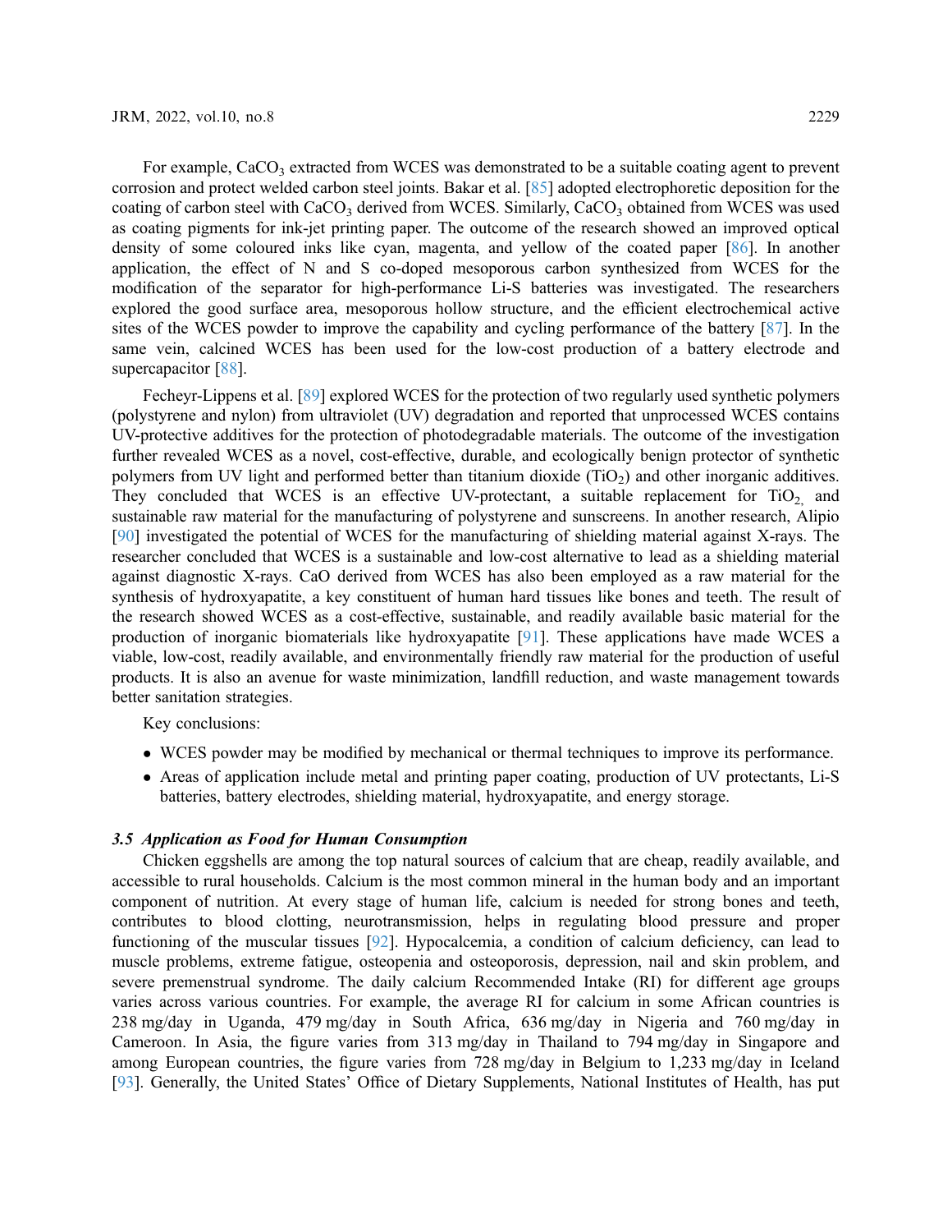For example, $CaCO_3$ extracted from WCES was demonstrated to be a suitable coating agent to prevent corrosion and protect welded carbon steel joints. Bakar et al. [85] adopted electrophoretic deposition for the coating of carbon steel with $CaCO_3$ derived from WCES. Similarly, $CaCO_3$ obtained from WCES was used as coating pigments for ink-jet printing paper. The outcome of the research showed an improved optical density of some coloured inks like cyan, magenta, and yellow of the coated paper [86]. In another application, the effect of N and S co-doped mesoporous carbon synthesized from WCES for the modification of the separator for high-performance Li-S batteries was investigated. The researchers explored the good surface area, mesoporous hollow structure, and the efficient electrochemical active sites of the WCES powder to improve the capability and cycling performance of the battery [87]. In the same vein, calcined WCES has been used for the low-cost production of a battery electrode and supercapacitor [88].

Fecheyr-Lippens et al. [89] explored WCES for the protection of two regularly used synthetic polymers (polystyrene and nylon) from ultraviolet (UV) degradation and reported that unprocessed WCES contains UV-protective additives for the protection of photodegradable materials. The outcome of the investigation further revealed WCES as a novel, cost-effective, durable, and ecologically benign protector of synthetic polymers from UV light and performed better than titanium dioxide ($TiO_2$) and other inorganic additives. They concluded that WCES is an effective UV-protectant, a suitable replacement for $TiO_2$, and sustainable raw material for the manufacturing of polystyrene and sunscreens. In another research, Alipio [90] investigated the potential of WCES for the manufacturing of shielding material against X-rays. The researcher concluded that WCES is a sustainable and low-cost alternative to lead as a shielding material against diagnostic X-rays. CaO derived from WCES has also been employed as a raw material for the synthesis of hydroxyapatite, a key constituent of human hard tissues like bones and teeth. The result of the research showed WCES as a cost-effective, sustainable, and readily available basic material for the production of inorganic biomaterials like hydroxyapatite [91]. These applications have made WCES a viable, low-cost, readily available, and environmentally friendly raw material for the production of useful products. It is also an avenue for waste minimization, landfill reduction, and waste management towards better sanitation strategies.

Key conclusions:

- WCES powder may be modified by mechanical or thermal techniques to improve its performance.
- Areas of application include metal and printing paper coating, production of UV protectants, Li-S batteries, battery electrodes, shielding material, hydroxyapatite, and energy storage.

### *3.5 Application as Food for Human Consumption*

Chicken eggshells are among the top natural sources of calcium that are cheap, readily available, and accessible to rural households. Calcium is the most common mineral in the human body and an important component of nutrition. At every stage of human life, calcium is needed for strong bones and teeth, contributes to blood clotting, neurotransmission, helps in regulating blood pressure and proper functioning of the muscular tissues [92]. Hypocalcemia, a condition of calcium deficiency, can lead to muscle problems, extreme fatigue, osteopenia and osteoporosis, depression, nail and skin problem, and severe premenstrual syndrome. The daily calcium Recommended Intake (RI) for different age groups varies across various countries. For example, the average RI for calcium in some African countries is 238 mg/day in Uganda, 479 mg/day in South Africa, 636 mg/day in Nigeria and 760 mg/day in Cameroon. In Asia, the figure varies from 313 mg/day in Thailand to 794 mg/day in Singapore and among European countries, the figure varies from 728 mg/day in Belgium to 1,233 mg/day in Iceland [93]. Generally, the United States' Office of Dietary Supplements, National Institutes of Health, has put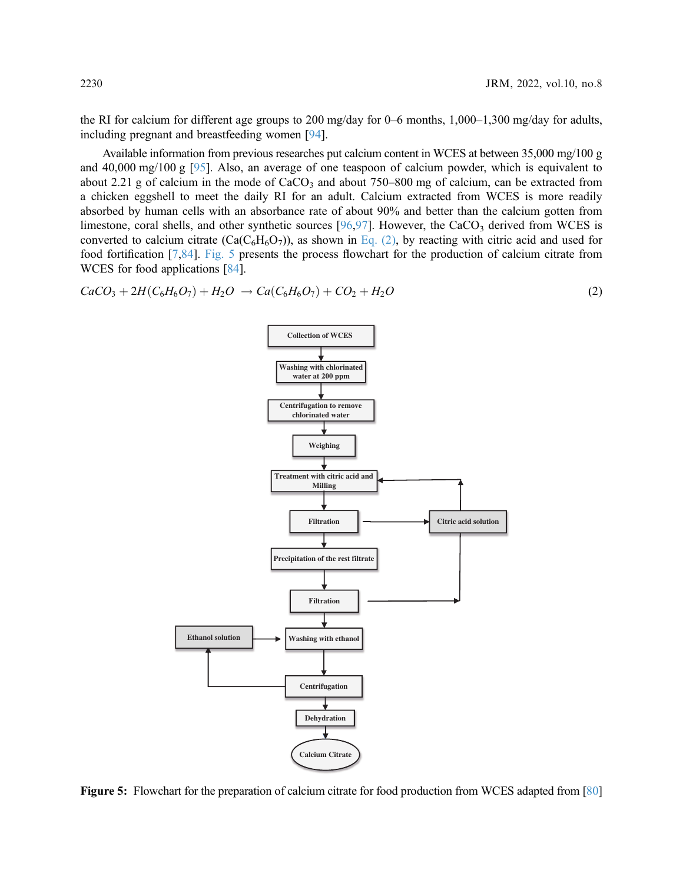the RI for calcium for different age groups to 200 mg/day for 0–6 months, 1,000–1,300 mg/day for adults, including pregnant and breastfeeding women [94].

Available information from previous researches put calcium content in WCES at between 35,000 mg/100 g and 40,000 mg/100 g [95]. Also, an average of one teaspoon of calcium powder, which is equivalent to about 2.21 g of calcium in the mode of $CaCO_3$ and about 750–800 mg of calcium, can be extracted from a chicken eggshell to meet the daily RI for an adult. Calcium extracted from WCES is more readily absorbed by human cells with an absorbance rate of about 90% and better than the calcium gotten from limestone, coral shells, and other synthetic sources [96,97]. However, the $CaCO_3$ derived from WCES is converted to calcium citrate ($Ca(C_6H_6O_7)$), as shown in Eq. (2), by reacting with citric acid and used for food fortification [7,84]. Fig. 5 presents the process flowchart for the production of calcium citrate from WCES for food applications [84].

$$CaCO_3 + 2H(C_6H_6O_7) + H_2O \rightarrow Ca(C_6H_6O_7) + CO_2 + H_2O \tag{2}$$

**Figure 5:** Flowchart for the preparation of calcium citrate for food production from WCES adapted from [80]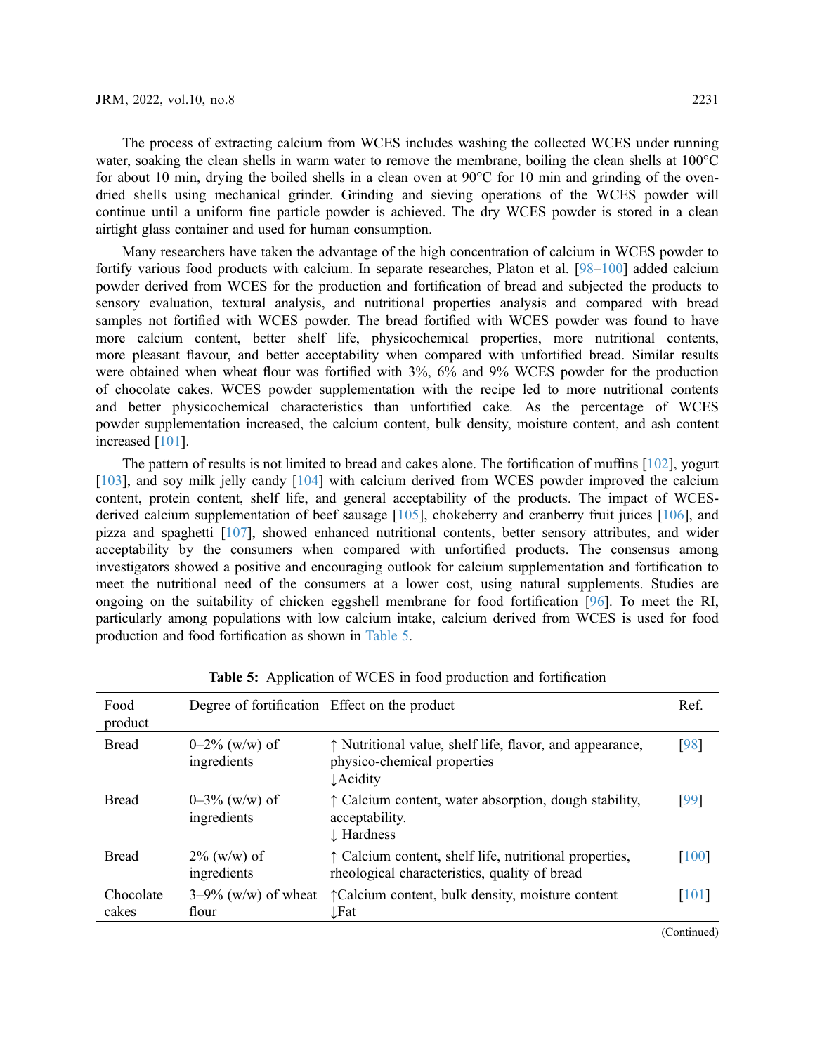The process of extracting calcium from WCES includes washing the collected WCES under running water, soaking the clean shells in warm water to remove the membrane, boiling the clean shells at 100°C for about 10 min, drying the boiled shells in a clean oven at 90°C for 10 min and grinding of the oven-dried shells using mechanical grinder. Grinding and sieving operations of the WCES powder will continue until a uniform fine particle powder is achieved. The dry WCES powder is stored in a clean airtight glass container and used for human consumption.

Many researchers have taken the advantage of the high concentration of calcium in WCES powder to fortify various food products with calcium. In separate researches, Platon et al. [98–100] added calcium powder derived from WCES for the production and fortification of bread and subjected the products to sensory evaluation, textural analysis, and nutritional properties analysis and compared with bread samples not fortified with WCES powder. The bread fortified with WCES powder was found to have more calcium content, better shelf life, physicochemical properties, more nutritional contents, more pleasant flavour, and better acceptability when compared with unfortified bread. Similar results were obtained when wheat flour was fortified with 3%, 6% and 9% WCES powder for the production of chocolate cakes. WCES powder supplementation with the recipe led to more nutritional contents and better physicochemical characteristics than unfortified cake. As the percentage of WCES powder supplementation increased, the calcium content, bulk density, moisture content, and ash content increased [101].

The pattern of results is not limited to bread and cakes alone. The fortification of muffins [102], yogurt [103], and soy milk jelly candy [104] with calcium derived from WCES powder improved the calcium content, protein content, shelf life, and general acceptability of the products. The impact of WCES-derived calcium supplementation of beef sausage [105], chokeberry and cranberry fruit juices [106], and pizza and spaghetti [107], showed enhanced nutritional contents, better sensory attributes, and wider acceptability by the consumers when compared with unfortified products. The consensus among investigators showed a positive and encouraging outlook for calcium supplementation and fortification to meet the nutritional need of the consumers at a lower cost, using natural supplements. Studies are ongoing on the suitability of chicken eggshell membrane for food fortification [96]. To meet the RI, particularly among populations with low calcium intake, calcium derived from WCES is used for food production and food fortification as shown in Table 5.

**Table 5:** Application of WCES in food production and fortification

| Food product | Degree of fortification | Effect on the product | Ref. |
|---|---|---|---|
| Bread | 0–2% (w/w) of ingredients | ↑ Nutritional value, shelf life, flavor, and appearance, physico-chemical properties<br>↓Acidity | [98] |
| Bread | 0–3% (w/w) of ingredients | ↑ Calcium content, water absorption, dough stability, acceptability.<br>↓ Hardness | [99] |
| Bread | 2% (w/w) of ingredients | ↑ Calcium content, shelf life, nutritional properties, rheological characteristics, quality of bread | [100] |
| Chocolate cakes | 3–9% (w/w) of wheat flour | ↑Calcium content, bulk density, moisture content<br>↓Fat | [101] |

(Continued)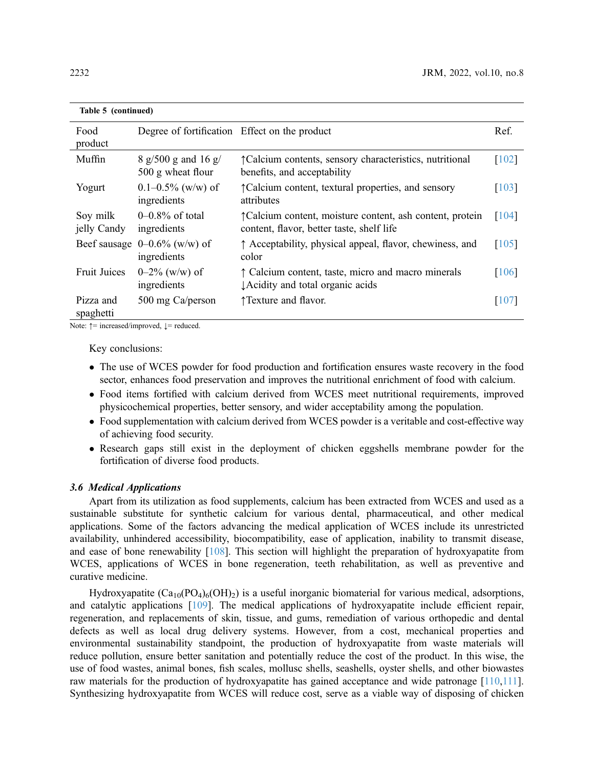**Table 5 (continued)**

| Food product | Degree of fortification | Effect on the product | Ref. |
|---|---|---|---|
| Muffin | 8 g/500 g and 16 g/500 g wheat flour | ↑Calcium contents, sensory characteristics, nutritional benefits, and acceptability | [102] |
| Yogurt | 0.1–0.5% (w/w) of ingredients | ↑Calcium content, textural properties, and sensory attributes | [103] |
| Soy milk jelly Candy | 0–0.8% of total ingredients | ↑Calcium content, moisture content, ash content, protein content, flavor, better taste, shelf life | [104] |
| Beef sausage | 0–0.6% (w/w) of ingredients | ↑ Acceptability, physical appeal, flavor, chewiness, and color | [105] |
| Fruit Juices | 0–2% (w/w) of ingredients | ↑ Calcium content, taste, micro and macro minerals ↓Acidity and total organic acids | [106] |
| Pizza and spaghetti | 500 mg Ca/person | ↑Texture and flavor. | [107] |

Note: ↑= increased/improved, ↓= reduced.

Key conclusions:

- The use of WCES powder for food production and fortification ensures waste recovery in the food sector, enhances food preservation and improves the nutritional enrichment of food with calcium.
- Food items fortified with calcium derived from WCES meet nutritional requirements, improved physicochemical properties, better sensory, and wider acceptability among the population.
- Food supplementation with calcium derived from WCES powder is a veritable and cost-effective way of achieving food security.
- Research gaps still exist in the deployment of chicken eggshells membrane powder for the fortification of diverse food products.

### *3.6 Medical Applications*

Apart from its utilization as food supplements, calcium has been extracted from WCES and used as a sustainable substitute for synthetic calcium for various dental, pharmaceutical, and other medical applications. Some of the factors advancing the medical application of WCES include its unrestricted availability, unhindered accessibility, biocompatibility, ease of application, inability to transmit disease, and ease of bone renewability [108]. This section will highlight the preparation of hydroxyapatite from WCES, applications of WCES in bone regeneration, teeth rehabilitation, as well as preventive and curative medicine.

Hydroxyapatite ($Ca_{10}(PO_4)_6(OH)_2$) is a useful inorganic biomaterial for various medical, adsorptions, and catalytic applications [109]. The medical applications of hydroxyapatite include efficient repair, regeneration, and replacements of skin, tissue, and gums, remediation of various orthopedic and dental defects as well as local drug delivery systems. However, from a cost, mechanical properties and environmental sustainability standpoint, the production of hydroxyapatite from waste materials will reduce pollution, ensure better sanitation and potentially reduce the cost of the product. In this wise, the use of food wastes, animal bones, fish scales, mollusc shells, seashells, oyster shells, and other biowastes raw materials for the production of hydroxyapatite has gained acceptance and wide patronage [110,111]. Synthesizing hydroxyapatite from WCES will reduce cost, serve as a viable way of disposing of chicken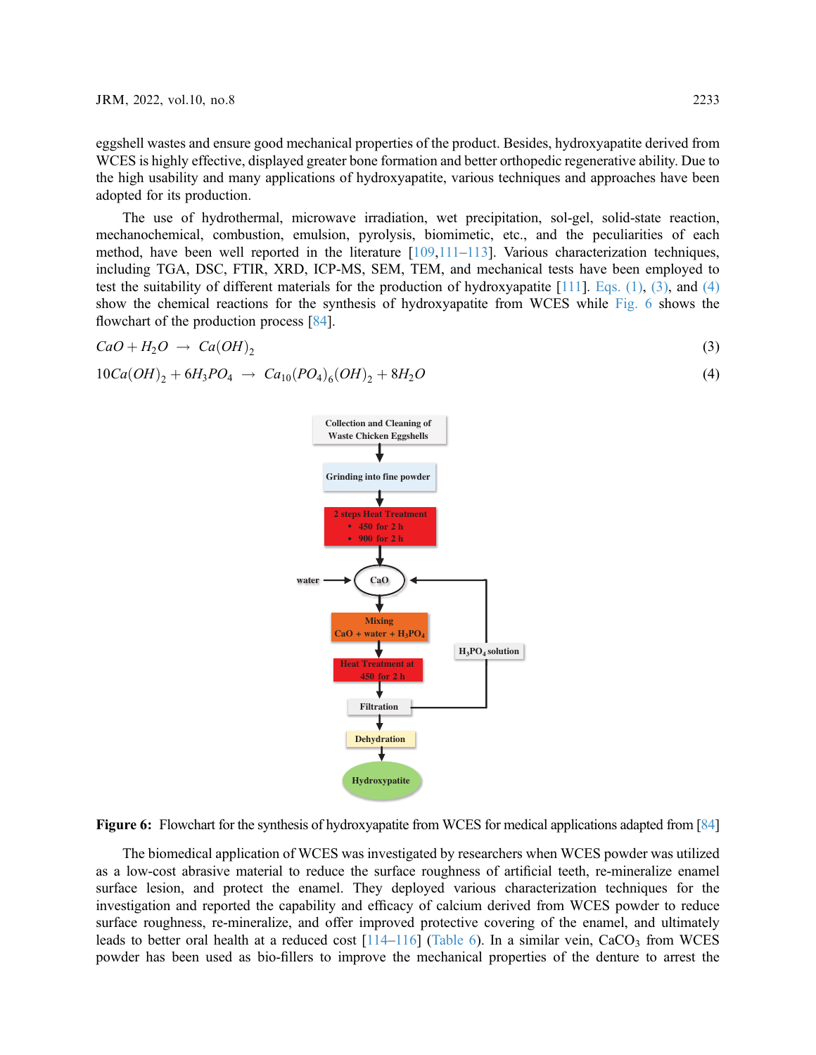eggshell wastes and ensure good mechanical properties of the product. Besides, hydroxyapatite derived from WCES is highly effective, displayed greater bone formation and better orthopedic regenerative ability. Due to the high usability and many applications of hydroxyapatite, various techniques and approaches have been adopted for its production.

The use of hydrothermal, microwave irradiation, wet precipitation, sol-gel, solid-state reaction, mechanochemical, combustion, emulsion, pyrolysis, biomimetic, etc., and the peculiarities of each method, have been well reported in the literature [109,111–113]. Various characterization techniques, including TGA, DSC, FTIR, XRD, ICP-MS, SEM, TEM, and mechanical tests have been employed to test the suitability of different materials for the production of hydroxyapatite [111]. Eqs. (1), (3), and (4) show the chemical reactions for the synthesis of hydroxyapatite from WCES while Fig. 6 shows the flowchart of the production process [84].

$$CaO + H_2O \rightarrow Ca(OH)_2 \tag{3}$$

$$10Ca(OH)_2 + 6H_3PO_4 \rightarrow Ca_{10}(PO_4)_6(OH)_2 + 8H_2O \tag{4}$$

Collection and Cleaning of Waste Chicken Eggshells → Grinding into fine powder → 2 steps Heat Treatment (• 450 for 2 h • 900 for 2 h) → CaO (← water; ← $H_3PO_4$ solution) → Mixing CaO + water + $H_3PO_4$ → Heat Treatment at 450 for 2 h → Filtration ($H_3PO_4$ solution recycled to CaO) → Dehydration → Hydroxypatite

**Figure 6:** Flowchart for the synthesis of hydroxyapatite from WCES for medical applications adapted from [84]

The biomedical application of WCES was investigated by researchers when WCES powder was utilized as a low-cost abrasive material to reduce the surface roughness of artificial teeth, re-mineralize enamel surface lesion, and protect the enamel. They deployed various characterization techniques for the investigation and reported the capability and efficacy of calcium derived from WCES powder to reduce surface roughness, re-mineralize, and offer improved protective covering of the enamel, and ultimately leads to better oral health at a reduced cost [114–116] (Table 6). In a similar vein, $CaCO_3$ from WCES powder has been used as bio-fillers to improve the mechanical properties of the denture to arrest the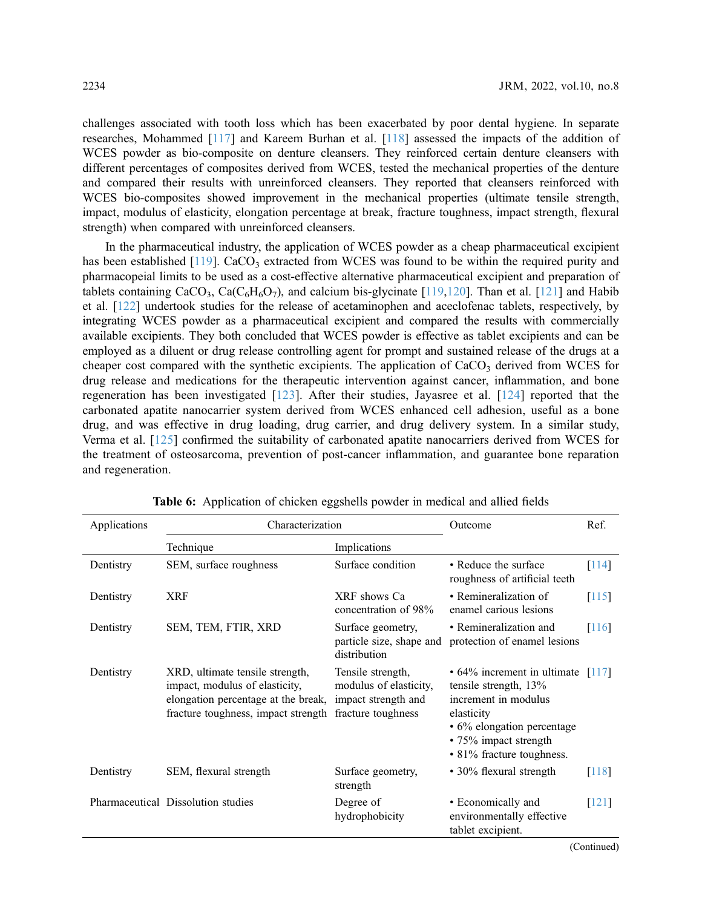challenges associated with tooth loss which has been exacerbated by poor dental hygiene. In separate researches, Mohammed [117] and Kareem Burhan et al. [118] assessed the impacts of the addition of WCES powder as bio-composite on denture cleansers. They reinforced certain denture cleansers with different percentages of composites derived from WCES, tested the mechanical properties of the denture and compared their results with unreinforced cleansers. They reported that cleansers reinforced with WCES bio-composites showed improvement in the mechanical properties (ultimate tensile strength, impact, modulus of elasticity, elongation percentage at break, fracture toughness, impact strength, flexural strength) when compared with unreinforced cleansers.

In the pharmaceutical industry, the application of WCES powder as a cheap pharmaceutical excipient has been established [119]. $CaCO_3$ extracted from WCES was found to be within the required purity and pharmacopeial limits to be used as a cost-effective alternative pharmaceutical excipient and preparation of tablets containing $CaCO_3$, $Ca(C_6H_6O_7)$, and calcium bis-glycinate [119,120]. Than et al. [121] and Habib et al. [122] undertook studies for the release of acetaminophen and aceclofenac tablets, respectively, by integrating WCES powder as a pharmaceutical excipient and compared the results with commercially available excipients. They both concluded that WCES powder is effective as tablet excipients and can be employed as a diluent or drug release controlling agent for prompt and sustained release of the drugs at a cheaper cost compared with the synthetic excipients. The application of $CaCO_3$ derived from WCES for drug release and medications for the therapeutic intervention against cancer, inflammation, and bone regeneration has been investigated [123]. After their studies, Jayasree et al. [124] reported that the carbonated apatite nanocarrier system derived from WCES enhanced cell adhesion, useful as a bone drug, and was effective in drug loading, drug carrier, and drug delivery system. In a similar study, Verma et al. [125] confirmed the suitability of carbonated apatite nanocarriers derived from WCES for the treatment of osteosarcoma, prevention of post-cancer inflammation, and guarantee bone reparation and regeneration.

**Table 6:** Application of chicken eggshells powder in medical and allied fields

| Applications | Characterization | | Outcome | Ref. |
|---|---|---|---|---|
| | Technique | Implications | | |
| Dentistry | SEM, surface roughness | Surface condition | • Reduce the surface roughness of artificial teeth | [114] |
| Dentistry | XRF | XRF shows Ca concentration of 98% | • Remineralization of enamel carious lesions | [115] |
| Dentistry | SEM, TEM, FTIR, XRD | Surface geometry, particle size, shape and distribution | • Remineralization and protection of enamel lesions | [116] |
| Dentistry | XRD, ultimate tensile strength, impact, modulus of elasticity, elongation percentage at the break, fracture toughness, impact strength | Tensile strength, modulus of elasticity, impact strength and fracture toughness | • 64% increment in ultimate tensile strength, 13% increment in modulus elasticity<br>• 6% elongation percentage<br>• 75% impact strength<br>• 81% fracture toughness. | [117] |
| Dentistry | SEM, flexural strength | Surface geometry, strength | • 30% flexural strength | [118] |
| Pharmaceutical | Dissolution studies | Degree of hydrophobicity | • Economically and environmentally effective tablet excipient. | [121] |

(Continued)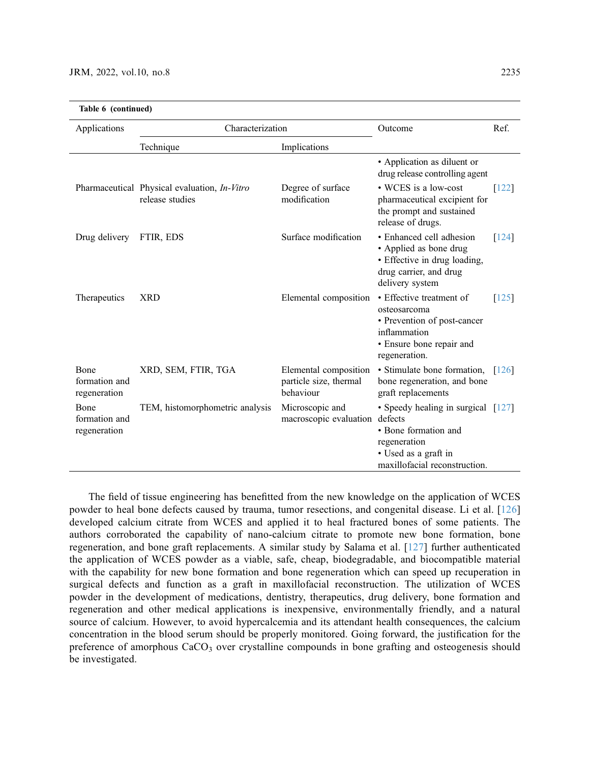**Table 6 (continued)**

| Applications | Characterization | | Outcome | Ref. |
|---|---|---|---|---|
| | Technique | Implications | | |
| Pharmaceutical | Physical evaluation, *In-Vitro* release studies | Degree of surface modification | • Application as diluent or drug release controlling agent<br>• WCES is a low-cost pharmaceutical excipient for the prompt and sustained release of drugs. | [122] |
| Drug delivery | FTIR, EDS | Surface modification | • Enhanced cell adhesion<br>• Applied as bone drug<br>• Effective in drug loading, drug carrier, and drug delivery system | [124] |
| Therapeutics | XRD | Elemental composition | • Effective treatment of osteosarcoma<br>• Prevention of post-cancer inflammation<br>• Ensure bone repair and regeneration. | [125] |
| Bone formation and regeneration | XRD, SEM, FTIR, TGA | Elemental composition particle size, thermal behaviour | • Stimulate bone formation, bone regeneration, and bone graft replacements | [126] |
| Bone formation and regeneration | TEM, histomorphometric analysis | Microscopic and macroscopic evaluation | • Speedy healing in surgical defects<br>• Bone formation and regeneration<br>• Used as a graft in maxillofacial reconstruction. | [127] |

The field of tissue engineering has benefitted from the new knowledge on the application of WCES powder to heal bone defects caused by trauma, tumor resections, and congenital disease. Li et al. [126] developed calcium citrate from WCES and applied it to heal fractured bones of some patients. The authors corroborated the capability of nano-calcium citrate to promote new bone formation, bone regeneration, and bone graft replacements. A similar study by Salama et al. [127] further authenticated the application of WCES powder as a viable, safe, cheap, biodegradable, and biocompatible material with the capability for new bone formation and bone regeneration which can speed up recuperation in surgical defects and function as a graft in maxillofacial reconstruction. The utilization of WCES powder in the development of medications, dentistry, therapeutics, drug delivery, bone formation and regeneration and other medical applications is inexpensive, environmentally friendly, and a natural source of calcium. However, to avoid hypercalcemia and its attendant health consequences, the calcium concentration in the blood serum should be properly monitored. Going forward, the justification for the preference of amorphous $CaCO_3$ over crystalline compounds in bone grafting and osteogenesis should be investigated.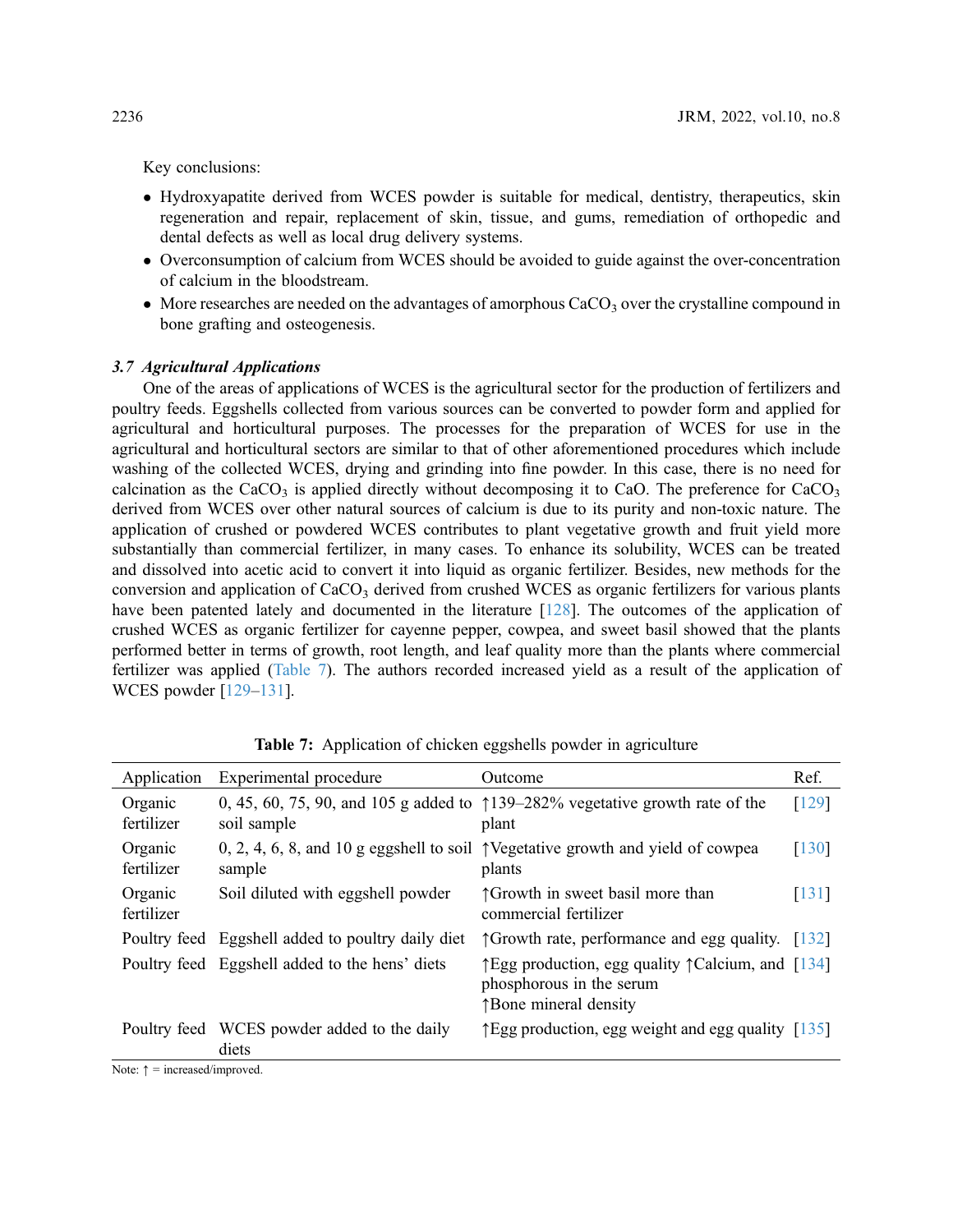Key conclusions:

- Hydroxyapatite derived from WCES powder is suitable for medical, dentistry, therapeutics, skin regeneration and repair, replacement of skin, tissue, and gums, remediation of orthopedic and dental defects as well as local drug delivery systems.
- Overconsumption of calcium from WCES should be avoided to guide against the over-concentration of calcium in the bloodstream.
- More researches are needed on the advantages of amorphous $CaCO_3$ over the crystalline compound in bone grafting and osteogenesis.

### *3.7 Agricultural Applications*

One of the areas of applications of WCES is the agricultural sector for the production of fertilizers and poultry feeds. Eggshells collected from various sources can be converted to powder form and applied for agricultural and horticultural purposes. The processes for the preparation of WCES for use in the agricultural and horticultural sectors are similar to that of other aforementioned procedures which include washing of the collected WCES, drying and grinding into fine powder. In this case, there is no need for calcination as the $CaCO_3$ is applied directly without decomposing it to CaO. The preference for $CaCO_3$ derived from WCES over other natural sources of calcium is due to its purity and non-toxic nature. The application of crushed or powdered WCES contributes to plant vegetative growth and fruit yield more substantially than commercial fertilizer, in many cases. To enhance its solubility, WCES can be treated and dissolved into acetic acid to convert it into liquid as organic fertilizer. Besides, new methods for the conversion and application of $CaCO_3$ derived from crushed WCES as organic fertilizers for various plants have been patented lately and documented in the literature [128]. The outcomes of the application of crushed WCES as organic fertilizer for cayenne pepper, cowpea, and sweet basil showed that the plants performed better in terms of growth, root length, and leaf quality more than the plants where commercial fertilizer was applied (Table 7). The authors recorded increased yield as a result of the application of WCES powder [129–131].

**Table 7:** Application of chicken eggshells powder in agriculture

| Application | Experimental procedure | Outcome | Ref. |
|---|---|---|---|
| Organic fertilizer | 0, 45, 60, 75, 90, and 105 g added to soil sample | ↑139–282% vegetative growth rate of the plant | [129] |
| Organic fertilizer | 0, 2, 4, 6, 8, and 10 g eggshell to soil sample | ↑Vegetative growth and yield of cowpea plants | [130] |
| Organic fertilizer | Soil diluted with eggshell powder | ↑Growth in sweet basil more than commercial fertilizer | [131] |
| Poultry feed | Eggshell added to poultry daily diet | ↑Growth rate, performance and egg quality. | [132] |
| Poultry feed | Eggshell added to the hens' diets | ↑Egg production, egg quality ↑Calcium, and phosphorous in the serum ↑Bone mineral density | [134] |
| Poultry feed | WCES powder added to the daily diets | ↑Egg production, egg weight and egg quality | [135] |

Note: ↑ = increased/improved.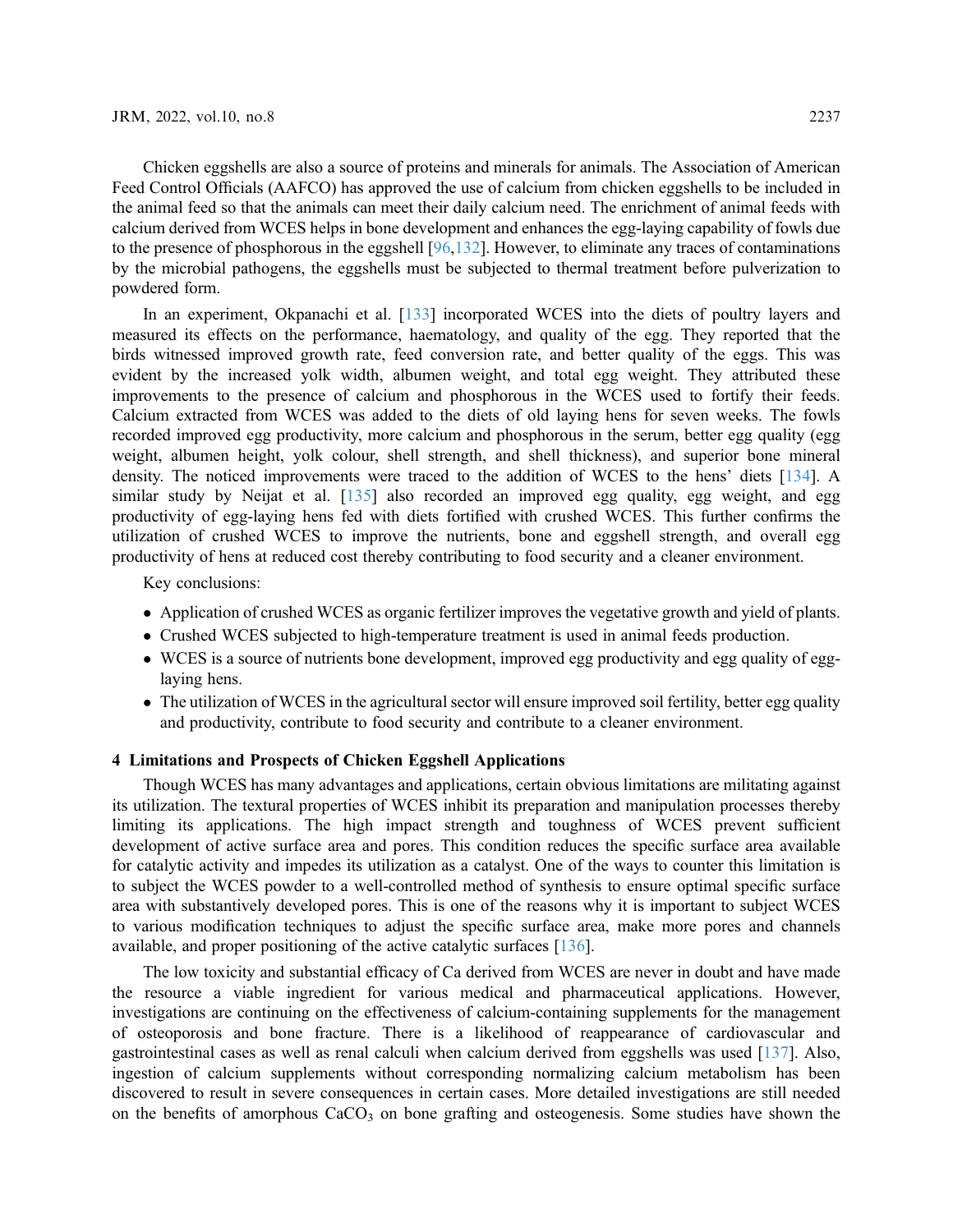Chicken eggshells are also a source of proteins and minerals for animals. The Association of American Feed Control Officials (AAFCO) has approved the use of calcium from chicken eggshells to be included in the animal feed so that the animals can meet their daily calcium need. The enrichment of animal feeds with calcium derived from WCES helps in bone development and enhances the egg-laying capability of fowls due to the presence of phosphorous in the eggshell [96,132]. However, to eliminate any traces of contaminations by the microbial pathogens, the eggshells must be subjected to thermal treatment before pulverization to powdered form.

In an experiment, Okpanachi et al. [133] incorporated WCES into the diets of poultry layers and measured its effects on the performance, haematology, and quality of the egg. They reported that the birds witnessed improved growth rate, feed conversion rate, and better quality of the eggs. This was evident by the increased yolk width, albumen weight, and total egg weight. They attributed these improvements to the presence of calcium and phosphorous in the WCES used to fortify their feeds. Calcium extracted from WCES was added to the diets of old laying hens for seven weeks. The fowls recorded improved egg productivity, more calcium and phosphorous in the serum, better egg quality (egg weight, albumen height, yolk colour, shell strength, and shell thickness), and superior bone mineral density. The noticed improvements were traced to the addition of WCES to the hens' diets [134]. A similar study by Neijat et al. [135] also recorded an improved egg quality, egg weight, and egg productivity of egg-laying hens fed with diets fortified with crushed WCES. This further confirms the utilization of crushed WCES to improve the nutrients, bone and eggshell strength, and overall egg productivity of hens at reduced cost thereby contributing to food security and a cleaner environment.

Key conclusions:

- Application of crushed WCES as organic fertilizer improves the vegetative growth and yield of plants.
- Crushed WCES subjected to high-temperature treatment is used in animal feeds production.
- WCES is a source of nutrients bone development, improved egg productivity and egg quality of egg-laying hens.
- The utilization of WCES in the agricultural sector will ensure improved soil fertility, better egg quality and productivity, contribute to food security and contribute to a cleaner environment.

## 4 Limitations and Prospects of Chicken Eggshell Applications

Though WCES has many advantages and applications, certain obvious limitations are militating against its utilization. The textural properties of WCES inhibit its preparation and manipulation processes thereby limiting its applications. The high impact strength and toughness of WCES prevent sufficient development of active surface area and pores. This condition reduces the specific surface area available for catalytic activity and impedes its utilization as a catalyst. One of the ways to counter this limitation is to subject the WCES powder to a well-controlled method of synthesis to ensure optimal specific surface area with substantively developed pores. This is one of the reasons why it is important to subject WCES to various modification techniques to adjust the specific surface area, make more pores and channels available, and proper positioning of the active catalytic surfaces [136].

The low toxicity and substantial efficacy of Ca derived from WCES are never in doubt and have made the resource a viable ingredient for various medical and pharmaceutical applications. However, investigations are continuing on the effectiveness of calcium-containing supplements for the management of osteoporosis and bone fracture. There is a likelihood of reappearance of cardiovascular and gastrointestinal cases as well as renal calculi when calcium derived from eggshells was used [137]. Also, ingestion of calcium supplements without corresponding normalizing calcium metabolism has been discovered to result in severe consequences in certain cases. More detailed investigations are still needed on the benefits of amorphous $CaCO_3$ on bone grafting and osteogenesis. Some studies have shown the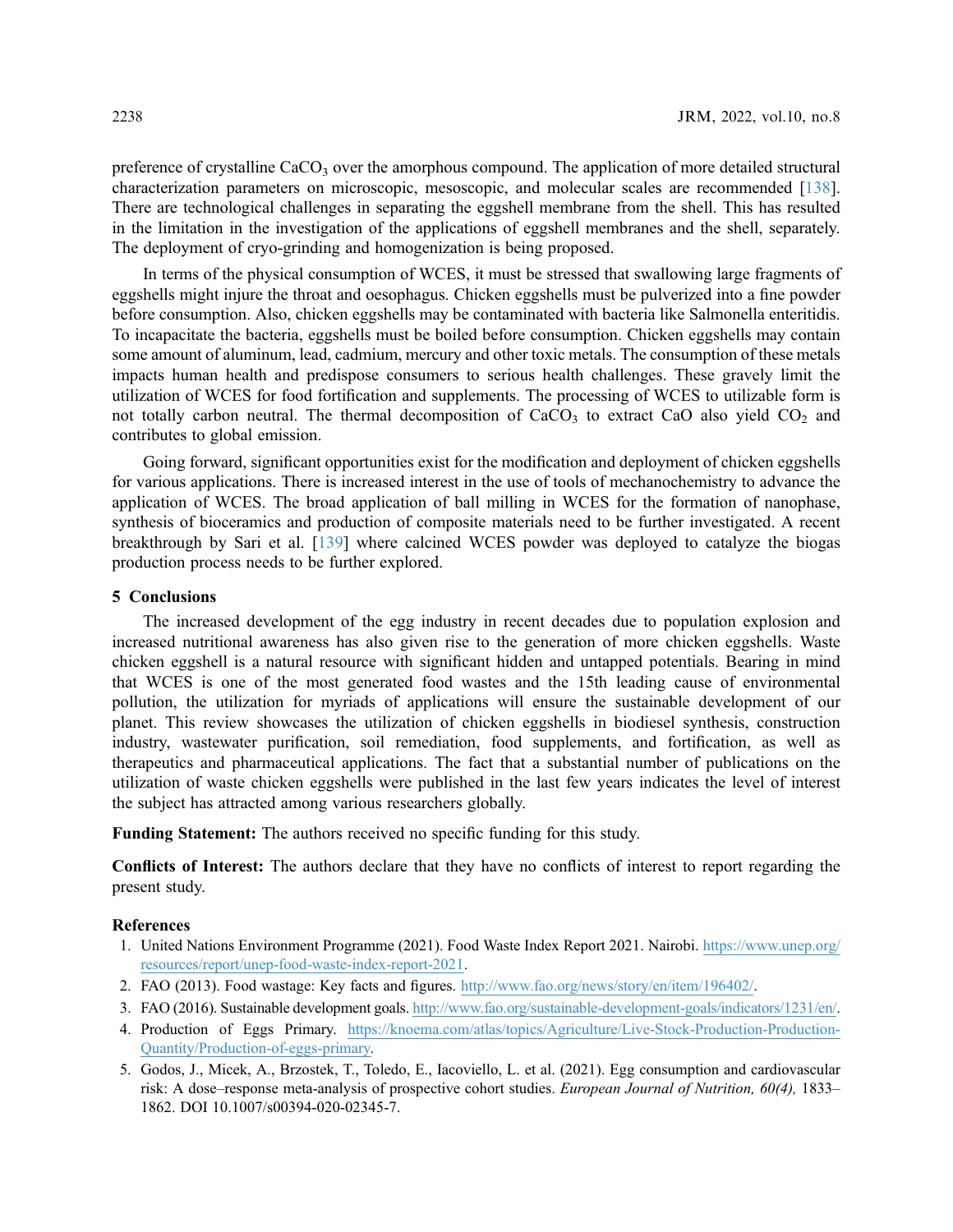preference of crystalline $CaCO_3$ over the amorphous compound. The application of more detailed structural characterization parameters on microscopic, mesoscopic, and molecular scales are recommended [138]. There are technological challenges in separating the eggshell membrane from the shell. This has resulted in the limitation in the investigation of the applications of eggshell membranes and the shell, separately. The deployment of cryo-grinding and homogenization is being proposed.

In terms of the physical consumption of WCES, it must be stressed that swallowing large fragments of eggshells might injure the throat and oesophagus. Chicken eggshells must be pulverized into a fine powder before consumption. Also, chicken eggshells may be contaminated with bacteria like Salmonella enteritidis. To incapacitate the bacteria, eggshells must be boiled before consumption. Chicken eggshells may contain some amount of aluminum, lead, cadmium, mercury and other toxic metals. The consumption of these metals impacts human health and predispose consumers to serious health challenges. These gravely limit the utilization of WCES for food fortification and supplements. The processing of WCES to utilizable form is not totally carbon neutral. The thermal decomposition of $CaCO_3$ to extract CaO also yield $CO_2$ and contributes to global emission.

Going forward, significant opportunities exist for the modification and deployment of chicken eggshells for various applications. There is increased interest in the use of tools of mechanochemistry to advance the application of WCES. The broad application of ball milling in WCES for the formation of nanophase, synthesis of bioceramics and production of composite materials need to be further investigated. A recent breakthrough by Sari et al. [139] where calcined WCES powder was deployed to catalyze the biogas production process needs to be further explored.

## 5 Conclusions

The increased development of the egg industry in recent decades due to population explosion and increased nutritional awareness has also given rise to the generation of more chicken eggshells. Waste chicken eggshell is a natural resource with significant hidden and untapped potentials. Bearing in mind that WCES is one of the most generated food wastes and the 15th leading cause of environmental pollution, the utilization for myriads of applications will ensure the sustainable development of our planet. This review showcases the utilization of chicken eggshells in biodiesel synthesis, construction industry, wastewater purification, soil remediation, food supplements, and fortification, as well as therapeutics and pharmaceutical applications. The fact that a substantial number of publications on the utilization of waste chicken eggshells were published in the last few years indicates the level of interest the subject has attracted among various researchers globally.

**Funding Statement:** The authors received no specific funding for this study.

**Conflicts of Interest:** The authors declare that they have no conflicts of interest to report regarding the present study.

## References

1. United Nations Environment Programme (2021). Food Waste Index Report 2021. Nairobi. https://www.unep.org/resources/report/unep-food-waste-index-report-2021.
2. FAO (2013). Food wastage: Key facts and figures. http://www.fao.org/news/story/en/item/196402/.
3. FAO (2016). Sustainable development goals. http://www.fao.org/sustainable-development-goals/indicators/1231/en/.
4. Production of Eggs Primary. https://knoema.com/atlas/topics/Agriculture/Live-Stock-Production-Production-Quantity/Production-of-eggs-primary.
5. Godos, J., Micek, A., Brzostek, T., Toledo, E., Iacoviello, L. et al. (2021). Egg consumption and cardiovascular risk: A dose–response meta-analysis of prospective cohort studies. *European Journal of Nutrition, 60(4),* 1833–1862. DOI 10.1007/s00394-020-02345-7.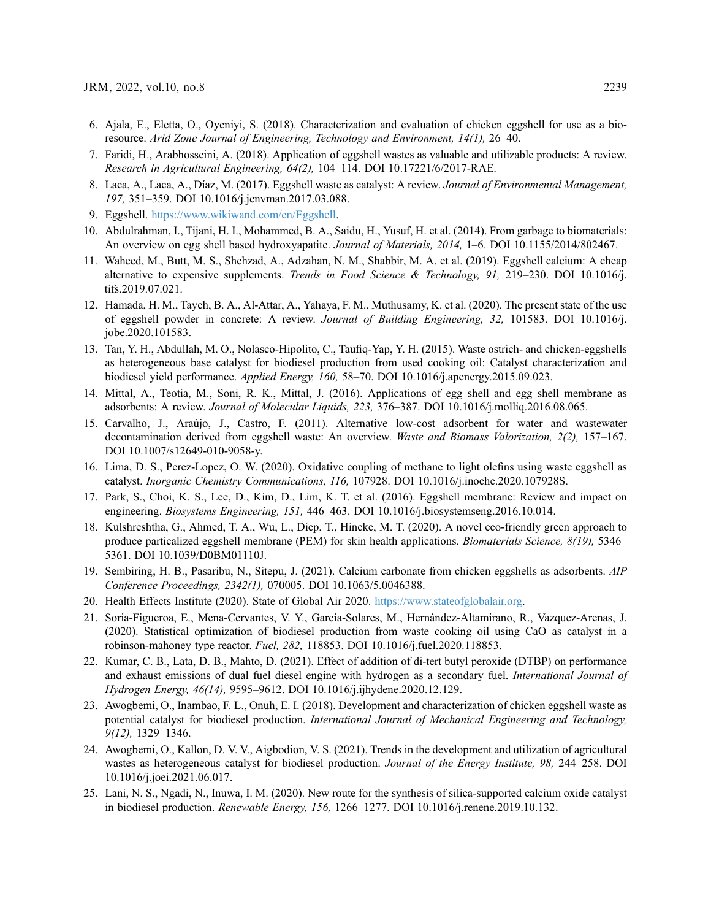6. Ajala, E., Eletta, O., Oyeniyi, S. (2018). Characterization and evaluation of chicken eggshell for use as a bio-resource. *Arid Zone Journal of Engineering, Technology and Environment, 14(1),* 26–40.
7. Faridi, H., Arabhosseini, A. (2018). Application of eggshell wastes as valuable and utilizable products: A review. *Research in Agricultural Engineering, 64(2),* 104–114. DOI 10.17221/6/2017-RAE.
8. Laca, A., Laca, A., Díaz, M. (2017). Eggshell waste as catalyst: A review. *Journal of Environmental Management, 197,* 351–359. DOI 10.1016/j.jenvman.2017.03.088.
9. Eggshell. https://www.wikiwand.com/en/Eggshell.
10. Abdulrahman, I., Tijani, H. I., Mohammed, B. A., Saidu, H., Yusuf, H. et al. (2014). From garbage to biomaterials: An overview on egg shell based hydroxyapatite. *Journal of Materials, 2014,* 1–6. DOI 10.1155/2014/802467.
11. Waheed, M., Butt, M. S., Shehzad, A., Adzahan, N. M., Shabbir, M. A. et al. (2019). Eggshell calcium: A cheap alternative to expensive supplements. *Trends in Food Science & Technology, 91,* 219–230. DOI 10.1016/j.tifs.2019.07.021.
12. Hamada, H. M., Tayeh, B. A., Al-Attar, A., Yahaya, F. M., Muthusamy, K. et al. (2020). The present state of the use of eggshell powder in concrete: A review. *Journal of Building Engineering, 32,* 101583. DOI 10.1016/j.jobe.2020.101583.
13. Tan, Y. H., Abdullah, M. O., Nolasco-Hipolito, C., Taufiq-Yap, Y. H. (2015). Waste ostrich- and chicken-eggshells as heterogeneous base catalyst for biodiesel production from used cooking oil: Catalyst characterization and biodiesel yield performance. *Applied Energy, 160,* 58–70. DOI 10.1016/j.apenergy.2015.09.023.
14. Mittal, A., Teotia, M., Soni, R. K., Mittal, J. (2016). Applications of egg shell and egg shell membrane as adsorbents: A review. *Journal of Molecular Liquids, 223,* 376–387. DOI 10.1016/j.molliq.2016.08.065.
15. Carvalho, J., Araújo, J., Castro, F. (2011). Alternative low-cost adsorbent for water and wastewater decontamination derived from eggshell waste: An overview. *Waste and Biomass Valorization, 2(2),* 157–167. DOI 10.1007/s12649-010-9058-y.
16. Lima, D. S., Perez-Lopez, O. W. (2020). Oxidative coupling of methane to light olefins using waste eggshell as catalyst. *Inorganic Chemistry Communications, 116,* 107928. DOI 10.1016/j.inoche.2020.107928S.
17. Park, S., Choi, K. S., Lee, D., Kim, D., Lim, K. T. et al. (2016). Eggshell membrane: Review and impact on engineering. *Biosystems Engineering, 151,* 446–463. DOI 10.1016/j.biosystemseng.2016.10.014.
18. Kulshreshtha, G., Ahmed, T. A., Wu, L., Diep, T., Hincke, M. T. (2020). A novel eco-friendly green approach to produce particalized eggshell membrane (PEM) for skin health applications. *Biomaterials Science, 8(19),* 5346–5361. DOI 10.1039/D0BM01110J.
19. Sembiring, H. B., Pasaribu, N., Sitepu, J. (2021). Calcium carbonate from chicken eggshells as adsorbents. *AIP Conference Proceedings, 2342(1),* 070005. DOI 10.1063/5.0046388.
20. Health Effects Institute (2020). State of Global Air 2020. https://www.stateofglobalair.org.
21. Soria-Figueroa, E., Mena-Cervantes, V. Y., García-Solares, M., Hernández-Altamirano, R., Vazquez-Arenas, J. (2020). Statistical optimization of biodiesel production from waste cooking oil using CaO as catalyst in a robinson-mahoney type reactor. *Fuel, 282,* 118853. DOI 10.1016/j.fuel.2020.118853.
22. Kumar, C. B., Lata, D. B., Mahto, D. (2021). Effect of addition of di-tert butyl peroxide (DTBP) on performance and exhaust emissions of dual fuel diesel engine with hydrogen as a secondary fuel. *International Journal of Hydrogen Energy, 46(14),* 9595–9612. DOI 10.1016/j.ijhydene.2020.12.129.
23. Awogbemi, O., Inambao, F. L., Onuh, E. I. (2018). Development and characterization of chicken eggshell waste as potential catalyst for biodiesel production. *International Journal of Mechanical Engineering and Technology, 9(12),* 1329–1346.
24. Awogbemi, O., Kallon, D. V. V., Aigbodion, V. S. (2021). Trends in the development and utilization of agricultural wastes as heterogeneous catalyst for biodiesel production. *Journal of the Energy Institute, 98,* 244–258. DOI 10.1016/j.joei.2021.06.017.
25. Lani, N. S., Ngadi, N., Inuwa, I. M. (2020). New route for the synthesis of silica-supported calcium oxide catalyst in biodiesel production. *Renewable Energy, 156,* 1266–1277. DOI 10.1016/j.renene.2019.10.132.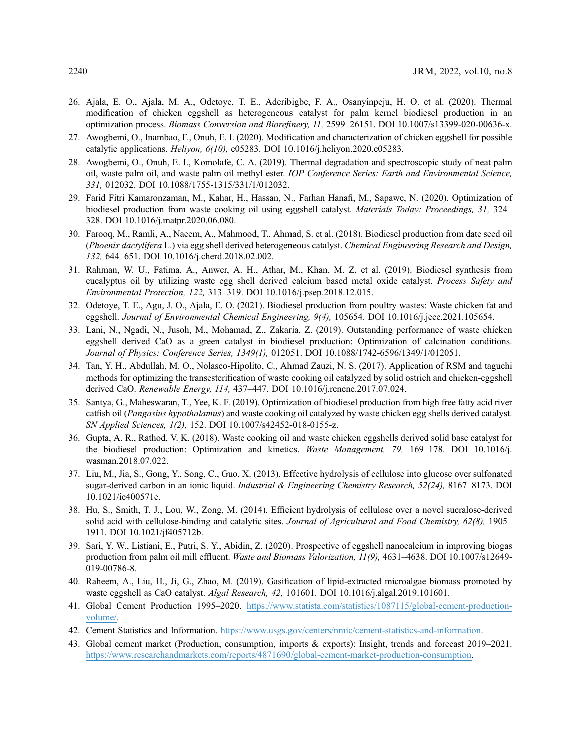26. Ajala, E. O., Ajala, M. A., Odetoye, T. E., Aderibigbe, F. A., Osanyinpeju, H. O. et al. (2020). Thermal modification of chicken eggshell as heterogeneous catalyst for palm kernel biodiesel production in an optimization process. *Biomass Conversion and Biorefinery, 11,* 2599–26151. DOI 10.1007/s13399-020-00636-x.
27. Awogbemi, O., Inambao, F., Onuh, E. I. (2020). Modification and characterization of chicken eggshell for possible catalytic applications. *Heliyon, 6(10),* e05283. DOI 10.1016/j.heliyon.2020.e05283.
28. Awogbemi, O., Onuh, E. I., Komolafe, C. A. (2019). Thermal degradation and spectroscopic study of neat palm oil, waste palm oil, and waste palm oil methyl ester. *IOP Conference Series: Earth and Environmental Science, 331,* 012032. DOI 10.1088/1755-1315/331/1/012032.
29. Farid Fitri Kamaronzaman, M., Kahar, H., Hassan, N., Farhan Hanafi, M., Sapawe, N. (2020). Optimization of biodiesel production from waste cooking oil using eggshell catalyst. *Materials Today: Proceedings, 31,* 324–328. DOI 10.1016/j.matpr.2020.06.080.
30. Farooq, M., Ramli, A., Naeem, A., Mahmood, T., Ahmad, S. et al. (2018). Biodiesel production from date seed oil (*Phoenix dactylifera* L.) via egg shell derived heterogeneous catalyst. *Chemical Engineering Research and Design, 132,* 644–651. DOI 10.1016/j.cherd.2018.02.002.
31. Rahman, W. U., Fatima, A., Anwer, A. H., Athar, M., Khan, M. Z. et al. (2019). Biodiesel synthesis from eucalyptus oil by utilizing waste egg shell derived calcium based metal oxide catalyst. *Process Safety and Environmental Protection, 122,* 313–319. DOI 10.1016/j.psep.2018.12.015.
32. Odetoye, T. E., Agu, J. O., Ajala, E. O. (2021). Biodiesel production from poultry wastes: Waste chicken fat and eggshell. *Journal of Environmental Chemical Engineering, 9(4),* 105654. DOI 10.1016/j.jece.2021.105654.
33. Lani, N., Ngadi, N., Jusoh, M., Mohamad, Z., Zakaria, Z. (2019). Outstanding performance of waste chicken eggshell derived CaO as a green catalyst in biodiesel production: Optimization of calcination conditions. *Journal of Physics: Conference Series, 1349(1),* 012051. DOI 10.1088/1742-6596/1349/1/012051.
34. Tan, Y. H., Abdullah, M. O., Nolasco-Hipolito, C., Ahmad Zauzi, N. S. (2017). Application of RSM and taguchi methods for optimizing the transesterification of waste cooking oil catalyzed by solid ostrich and chicken-eggshell derived CaO. *Renewable Energy, 114,* 437–447. DOI 10.1016/j.renene.2017.07.024.
35. Santya, G., Maheswaran, T., Yee, K. F. (2019). Optimization of biodiesel production from high free fatty acid river catfish oil (*Pangasius hypothalamus*) and waste cooking oil catalyzed by waste chicken egg shells derived catalyst. *SN Applied Sciences, 1(2),* 152. DOI 10.1007/s42452-018-0155-z.
36. Gupta, A. R., Rathod, V. K. (2018). Waste cooking oil and waste chicken eggshells derived solid base catalyst for the biodiesel production: Optimization and kinetics. *Waste Management, 79,* 169–178. DOI 10.1016/j.wasman.2018.07.022.
37. Liu, M., Jia, S., Gong, Y., Song, C., Guo, X. (2013). Effective hydrolysis of cellulose into glucose over sulfonated sugar-derived carbon in an ionic liquid. *Industrial & Engineering Chemistry Research, 52(24),* 8167–8173. DOI 10.1021/ie400571e.
38. Hu, S., Smith, T. J., Lou, W., Zong, M. (2014). Efficient hydrolysis of cellulose over a novel sucralose-derived solid acid with cellulose-binding and catalytic sites. *Journal of Agricultural and Food Chemistry, 62(8),* 1905–1911. DOI 10.1021/jf405712b.
39. Sari, Y. W., Listiani, E., Putri, S. Y., Abidin, Z. (2020). Prospective of eggshell nanocalcium in improving biogas production from palm oil mill effluent. *Waste and Biomass Valorization, 11(9),* 4631–4638. DOI 10.1007/s12649-019-00786-8.
40. Raheem, A., Liu, H., Ji, G., Zhao, M. (2019). Gasification of lipid-extracted microalgae biomass promoted by waste eggshell as CaO catalyst. *Algal Research, 42,* 101601. DOI 10.1016/j.algal.2019.101601.
41. Global Cement Production 1995–2020. https://www.statista.com/statistics/1087115/global-cement-production-volume/.
42. Cement Statistics and Information. https://www.usgs.gov/centers/nmic/cement-statistics-and-information.
43. Global cement market (Production, consumption, imports & exports): Insight, trends and forecast 2019–2021. https://www.researchandmarkets.com/reports/4871690/global-cement-market-production-consumption.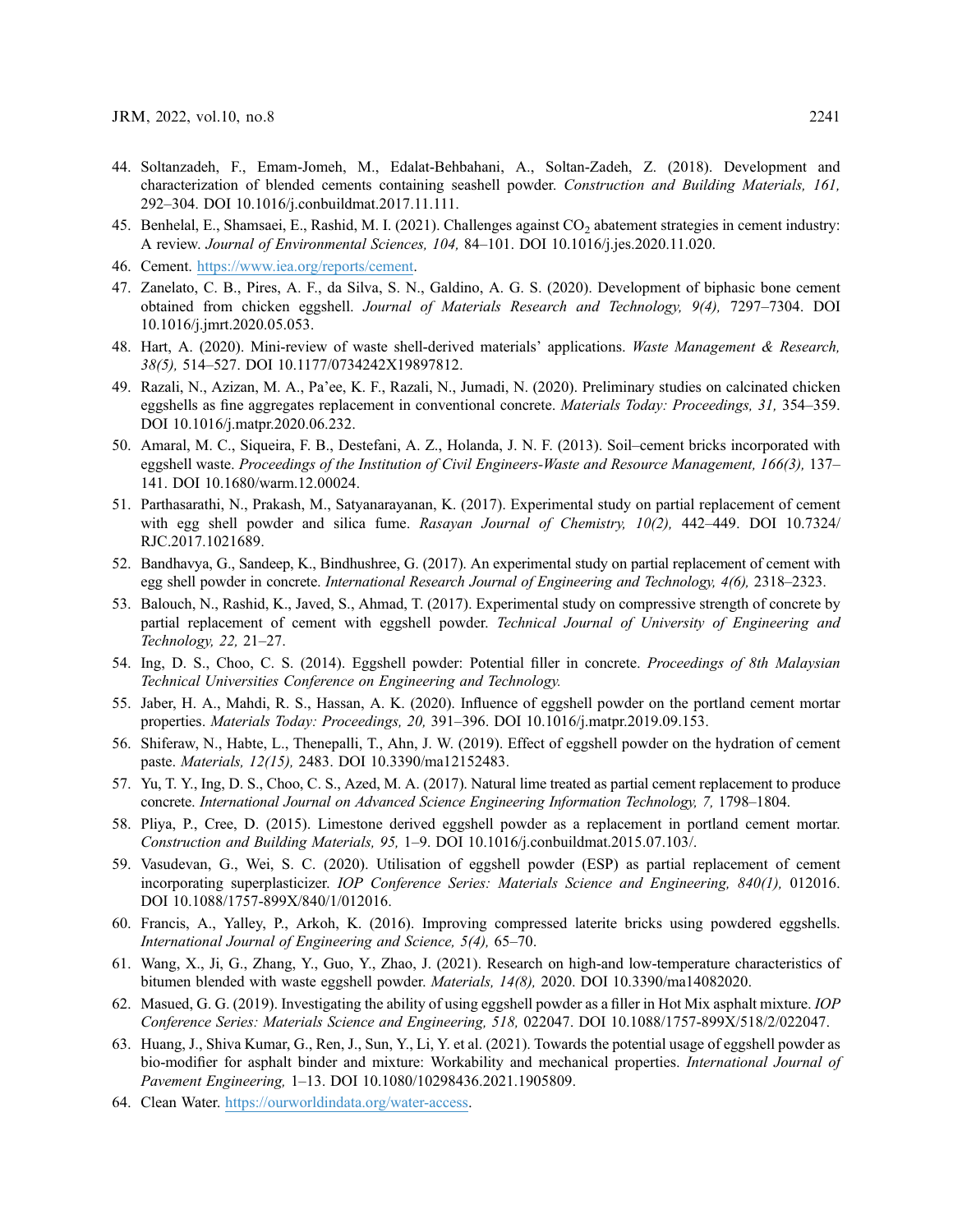44. Soltanzadeh, F., Emam-Jomeh, M., Edalat-Behbahani, A., Soltan-Zadeh, Z. (2018). Development and characterization of blended cements containing seashell powder. *Construction and Building Materials, 161,* 292–304. DOI 10.1016/j.conbuildmat.2017.11.111.
45. Benhelal, E., Shamsaei, E., Rashid, M. I. (2021). Challenges against $CO_2$ abatement strategies in cement industry: A review. *Journal of Environmental Sciences, 104,* 84–101. DOI 10.1016/j.jes.2020.11.020.
46. Cement. https://www.iea.org/reports/cement.
47. Zanelato, C. B., Pires, A. F., da Silva, S. N., Galdino, A. G. S. (2020). Development of biphasic bone cement obtained from chicken eggshell. *Journal of Materials Research and Technology, 9(4),* 7297–7304. DOI 10.1016/j.jmrt.2020.05.053.
48. Hart, A. (2020). Mini-review of waste shell-derived materials' applications. *Waste Management & Research, 38(5),* 514–527. DOI 10.1177/0734242X19897812.
49. Razali, N., Azizan, M. A., Pa'ee, K. F., Razali, N., Jumadi, N. (2020). Preliminary studies on calcinated chicken eggshells as fine aggregates replacement in conventional concrete. *Materials Today: Proceedings, 31,* 354–359. DOI 10.1016/j.matpr.2020.06.232.
50. Amaral, M. C., Siqueira, F. B., Destefani, A. Z., Holanda, J. N. F. (2013). Soil–cement bricks incorporated with eggshell waste. *Proceedings of the Institution of Civil Engineers-Waste and Resource Management, 166(3),* 137–141. DOI 10.1680/warm.12.00024.
51. Parthasarathi, N., Prakash, M., Satyanarayanan, K. (2017). Experimental study on partial replacement of cement with egg shell powder and silica fume. *Rasayan Journal of Chemistry, 10(2),* 442–449. DOI 10.7324/RJC.2017.1021689.
52. Bandhavya, G., Sandeep, K., Bindhushree, G. (2017). An experimental study on partial replacement of cement with egg shell powder in concrete. *International Research Journal of Engineering and Technology, 4(6),* 2318–2323.
53. Balouch, N., Rashid, K., Javed, S., Ahmad, T. (2017). Experimental study on compressive strength of concrete by partial replacement of cement with eggshell powder. *Technical Journal of University of Engineering and Technology, 22,* 21–27.
54. Ing, D. S., Choo, C. S. (2014). Eggshell powder: Potential filler in concrete. *Proceedings of 8th Malaysian Technical Universities Conference on Engineering and Technology.*
55. Jaber, H. A., Mahdi, R. S., Hassan, A. K. (2020). Influence of eggshell powder on the portland cement mortar properties. *Materials Today: Proceedings, 20,* 391–396. DOI 10.1016/j.matpr.2019.09.153.
56. Shiferaw, N., Habte, L., Thenepalli, T., Ahn, J. W. (2019). Effect of eggshell powder on the hydration of cement paste. *Materials, 12(15),* 2483. DOI 10.3390/ma12152483.
57. Yu, T. Y., Ing, D. S., Choo, C. S., Azed, M. A. (2017). Natural lime treated as partial cement replacement to produce concrete. *International Journal on Advanced Science Engineering Information Technology, 7,* 1798–1804.
58. Pliya, P., Cree, D. (2015). Limestone derived eggshell powder as a replacement in portland cement mortar. *Construction and Building Materials, 95,* 1–9. DOI 10.1016/j.conbuildmat.2015.07.103/.
59. Vasudevan, G., Wei, S. C. (2020). Utilisation of eggshell powder (ESP) as partial replacement of cement incorporating superplasticizer. *IOP Conference Series: Materials Science and Engineering, 840(1),* 012016. DOI 10.1088/1757-899X/840/1/012016.
60. Francis, A., Yalley, P., Arkoh, K. (2016). Improving compressed laterite bricks using powdered eggshells. *International Journal of Engineering and Science, 5(4),* 65–70.
61. Wang, X., Ji, G., Zhang, Y., Guo, Y., Zhao, J. (2021). Research on high-and low-temperature characteristics of bitumen blended with waste eggshell powder. *Materials, 14(8),* 2020. DOI 10.3390/ma14082020.
62. Masued, G. G. (2019). Investigating the ability of using eggshell powder as a filler in Hot Mix asphalt mixture. *IOP Conference Series: Materials Science and Engineering, 518,* 022047. DOI 10.1088/1757-899X/518/2/022047.
63. Huang, J., Shiva Kumar, G., Ren, J., Sun, Y., Li, Y. et al. (2021). Towards the potential usage of eggshell powder as bio-modifier for asphalt binder and mixture: Workability and mechanical properties. *International Journal of Pavement Engineering,* 1–13. DOI 10.1080/10298436.2021.1905809.
64. Clean Water. https://ourworldindata.org/water-access.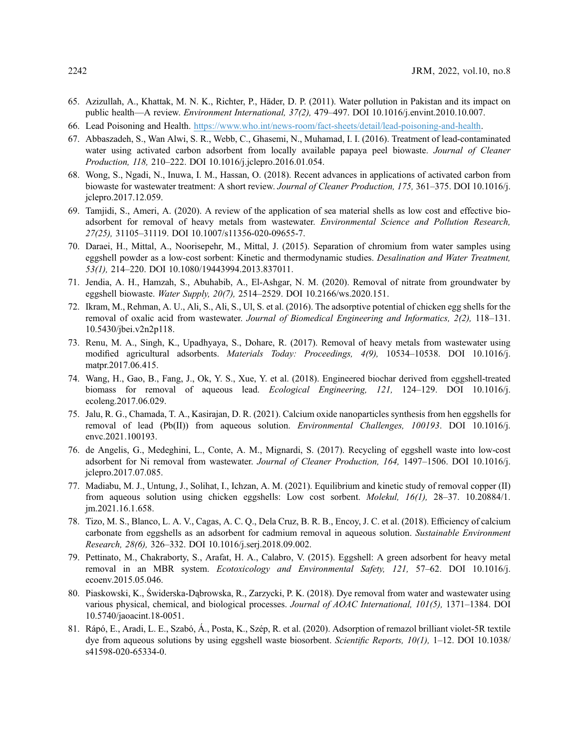65. Azizullah, A., Khattak, M. N. K., Richter, P., Häder, D. P. (2011). Water pollution in Pakistan and its impact on public health—A review. *Environment International, 37(2),* 479–497. DOI 10.1016/j.envint.2010.10.007.
66. Lead Poisoning and Health. https://www.who.int/news-room/fact-sheets/detail/lead-poisoning-and-health.
67. Abbaszadeh, S., Wan Alwi, S. R., Webb, C., Ghasemi, N., Muhamad, I. I. (2016). Treatment of lead-contaminated water using activated carbon adsorbent from locally available papaya peel biowaste. *Journal of Cleaner Production, 118,* 210–222. DOI 10.1016/j.jclepro.2016.01.054.
68. Wong, S., Ngadi, N., Inuwa, I. M., Hassan, O. (2018). Recent advances in applications of activated carbon from biowaste for wastewater treatment: A short review. *Journal of Cleaner Production, 175,* 361–375. DOI 10.1016/j.jclepro.2017.12.059.
69. Tamjidi, S., Ameri, A. (2020). A review of the application of sea material shells as low cost and effective bio-adsorbent for removal of heavy metals from wastewater. *Environmental Science and Pollution Research, 27(25),* 31105–31119. DOI 10.1007/s11356-020-09655-7.
70. Daraei, H., Mittal, A., Noorisepehr, M., Mittal, J. (2015). Separation of chromium from water samples using eggshell powder as a low-cost sorbent: Kinetic and thermodynamic studies. *Desalination and Water Treatment, 53(1),* 214–220. DOI 10.1080/19443994.2013.837011.
71. Jendia, A. H., Hamzah, S., Abuhabib, A., El-Ashgar, N. M. (2020). Removal of nitrate from groundwater by eggshell biowaste. *Water Supply, 20(7),* 2514–2529. DOI 10.2166/ws.2020.151.
72. Ikram, M., Rehman, A. U., Ali, S., Ali, S., Ul, S. et al. (2016). The adsorptive potential of chicken egg shells for the removal of oxalic acid from wastewater. *Journal of Biomedical Engineering and Informatics, 2(2),* 118–131. 10.5430/jbei.v2n2p118.
73. Renu, M. A., Singh, K., Upadhyaya, S., Dohare, R. (2017). Removal of heavy metals from wastewater using modified agricultural adsorbents. *Materials Today: Proceedings, 4(9),* 10534–10538. DOI 10.1016/j.matpr.2017.06.415.
74. Wang, H., Gao, B., Fang, J., Ok, Y. S., Xue, Y. et al. (2018). Engineered biochar derived from eggshell-treated biomass for removal of aqueous lead. *Ecological Engineering, 121,* 124–129. DOI 10.1016/j.ecoleng.2017.06.029.
75. Jalu, R. G., Chamada, T. A., Kasirajan, D. R. (2021). Calcium oxide nanoparticles synthesis from hen eggshells for removal of lead (Pb(II)) from aqueous solution. *Environmental Challenges, 100193*. DOI 10.1016/j.envc.2021.100193.
76. de Angelis, G., Medeghini, L., Conte, A. M., Mignardi, S. (2017). Recycling of eggshell waste into low-cost adsorbent for Ni removal from wastewater. *Journal of Cleaner Production, 164,* 1497–1506. DOI 10.1016/j.jclepro.2017.07.085.
77. Madiabu, M. J., Untung, J., Solihat, I., Ichzan, A. M. (2021). Equilibrium and kinetic study of removal copper (II) from aqueous solution using chicken eggshells: Low cost sorbent. *Molekul, 16(1),* 28–37. 10.20884/1.jm.2021.16.1.658.
78. Tizo, M. S., Blanco, L. A. V., Cagas, A. C. Q., Dela Cruz, B. R. B., Encoy, J. C. et al. (2018). Efficiency of calcium carbonate from eggshells as an adsorbent for cadmium removal in aqueous solution. *Sustainable Environment Research, 28(6),* 326–332. DOI 10.1016/j.serj.2018.09.002.
79. Pettinato, M., Chakraborty, S., Arafat, H. A., Calabro, V. (2015). Eggshell: A green adsorbent for heavy metal removal in an MBR system. *Ecotoxicology and Environmental Safety, 121,* 57–62. DOI 10.1016/j.ecoenv.2015.05.046.
80. Piaskowski, K., Świderska-Dąbrowska, R., Zarzycki, P. K. (2018). Dye removal from water and wastewater using various physical, chemical, and biological processes. *Journal of AOAC International, 101(5),* 1371–1384. DOI 10.5740/jaoacint.18-0051.
81. Rápó, E., Aradi, L. E., Szabó, Á., Posta, K., Szép, R. et al. (2020). Adsorption of remazol brilliant violet-5R textile dye from aqueous solutions by using eggshell waste biosorbent. *Scientific Reports, 10(1),* 1–12. DOI 10.1038/s41598-020-65334-0.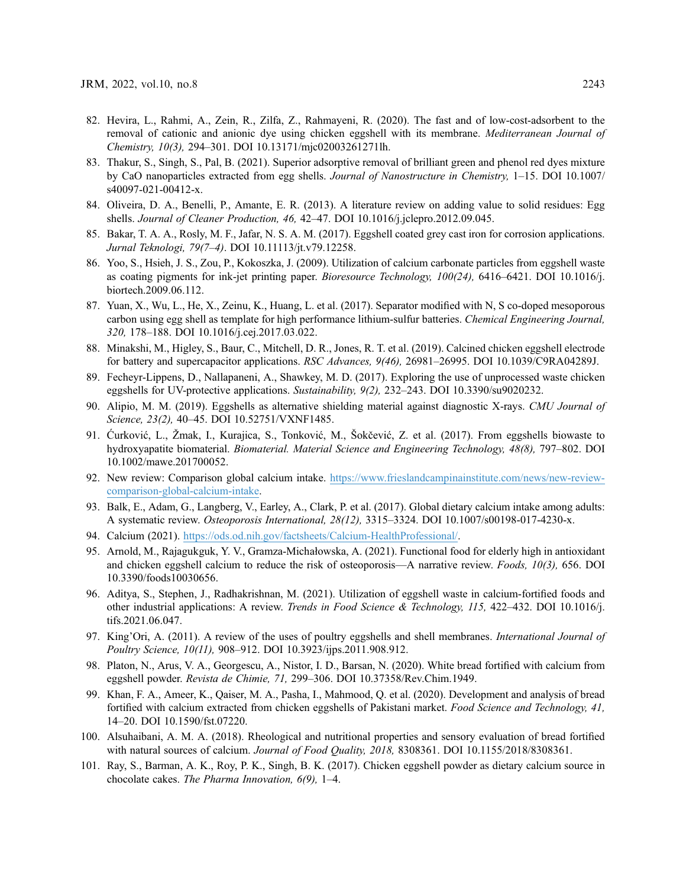82. Hevira, L., Rahmi, A., Zein, R., Zilfa, Z., Rahmayeni, R. (2020). The fast and of low-cost-adsorbent to the removal of cationic and anionic dye using chicken eggshell with its membrane. *Mediterranean Journal of Chemistry, 10(3),* 294–301. DOI 10.13171/mjc02003261271lh.
83. Thakur, S., Singh, S., Pal, B. (2021). Superior adsorptive removal of brilliant green and phenol red dyes mixture by CaO nanoparticles extracted from egg shells. *Journal of Nanostructure in Chemistry,* 1–15. DOI 10.1007/s40097-021-00412-x.
84. Oliveira, D. A., Benelli, P., Amante, E. R. (2013). A literature review on adding value to solid residues: Egg shells. *Journal of Cleaner Production, 46,* 42–47. DOI 10.1016/j.jclepro.2012.09.045.
85. Bakar, T. A. A., Rosly, M. F., Jafar, N. S. A. M. (2017). Eggshell coated grey cast iron for corrosion applications. *Jurnal Teknologi, 79(7–4)*. DOI 10.11113/jt.v79.12258.
86. Yoo, S., Hsieh, J. S., Zou, P., Kokoszka, J. (2009). Utilization of calcium carbonate particles from eggshell waste as coating pigments for ink-jet printing paper. *Bioresource Technology, 100(24),* 6416–6421. DOI 10.1016/j.biortech.2009.06.112.
87. Yuan, X., Wu, L., He, X., Zeinu, K., Huang, L. et al. (2017). Separator modified with N, S co-doped mesoporous carbon using egg shell as template for high performance lithium-sulfur batteries. *Chemical Engineering Journal, 320,* 178–188. DOI 10.1016/j.cej.2017.03.022.
88. Minakshi, M., Higley, S., Baur, C., Mitchell, D. R., Jones, R. T. et al. (2019). Calcined chicken eggshell electrode for battery and supercapacitor applications. *RSC Advances, 9(46),* 26981–26995. DOI 10.1039/C9RA04289J.
89. Fecheyr-Lippens, D., Nallapaneni, A., Shawkey, M. D. (2017). Exploring the use of unprocessed waste chicken eggshells for UV-protective applications. *Sustainability, 9(2),* 232–243. DOI 10.3390/su9020232.
90. Alipio, M. M. (2019). Eggshells as alternative shielding material against diagnostic X-rays. *CMU Journal of Science, 23(2),* 40–45. DOI 10.52751/VXNF1485.
91. Ćurković, L., Žmak, I., Kurajica, S., Tonković, M., Šokčević, Z. et al. (2017). From eggshells biowaste to hydroxyapatite biomaterial. *Biomaterial. Material Science and Engineering Technology, 48(8),* 797–802. DOI 10.1002/mawe.201700052.
92. New review: Comparison global calcium intake. https://www.frieslandcampinainstitute.com/news/new-review-comparison-global-calcium-intake.
93. Balk, E., Adam, G., Langberg, V., Earley, A., Clark, P. et al. (2017). Global dietary calcium intake among adults: A systematic review. *Osteoporosis International, 28(12),* 3315–3324. DOI 10.1007/s00198-017-4230-x.
94. Calcium (2021). https://ods.od.nih.gov/factsheets/Calcium-HealthProfessional/.
95. Arnold, M., Rajagukguk, Y. V., Gramza-Michałowska, A. (2021). Functional food for elderly high in antioxidant and chicken eggshell calcium to reduce the risk of osteoporosis—A narrative review. *Foods, 10(3),* 656. DOI 10.3390/foods10030656.
96. Aditya, S., Stephen, J., Radhakrishnan, M. (2021). Utilization of eggshell waste in calcium-fortified foods and other industrial applications: A review. *Trends in Food Science & Technology, 115,* 422–432. DOI 10.1016/j.tifs.2021.06.047.
97. King'Ori, A. (2011). A review of the uses of poultry eggshells and shell membranes. *International Journal of Poultry Science, 10(11),* 908–912. DOI 10.3923/ijps.2011.908.912.
98. Platon, N., Arus, V. A., Georgescu, A., Nistor, I. D., Barsan, N. (2020). White bread fortified with calcium from eggshell powder. *Revista de Chimie, 71,* 299–306. DOI 10.37358/Rev.Chim.1949.
99. Khan, F. A., Ameer, K., Qaiser, M. A., Pasha, I., Mahmood, Q. et al. (2020). Development and analysis of bread fortified with calcium extracted from chicken eggshells of Pakistani market. *Food Science and Technology, 41,* 14–20. DOI 10.1590/fst.07220.
100. Alsuhaibani, A. M. A. (2018). Rheological and nutritional properties and sensory evaluation of bread fortified with natural sources of calcium. *Journal of Food Quality, 2018,* 8308361. DOI 10.1155/2018/8308361.
101. Ray, S., Barman, A. K., Roy, P. K., Singh, B. K. (2017). Chicken eggshell powder as dietary calcium source in chocolate cakes. *The Pharma Innovation, 6(9),* 1–4.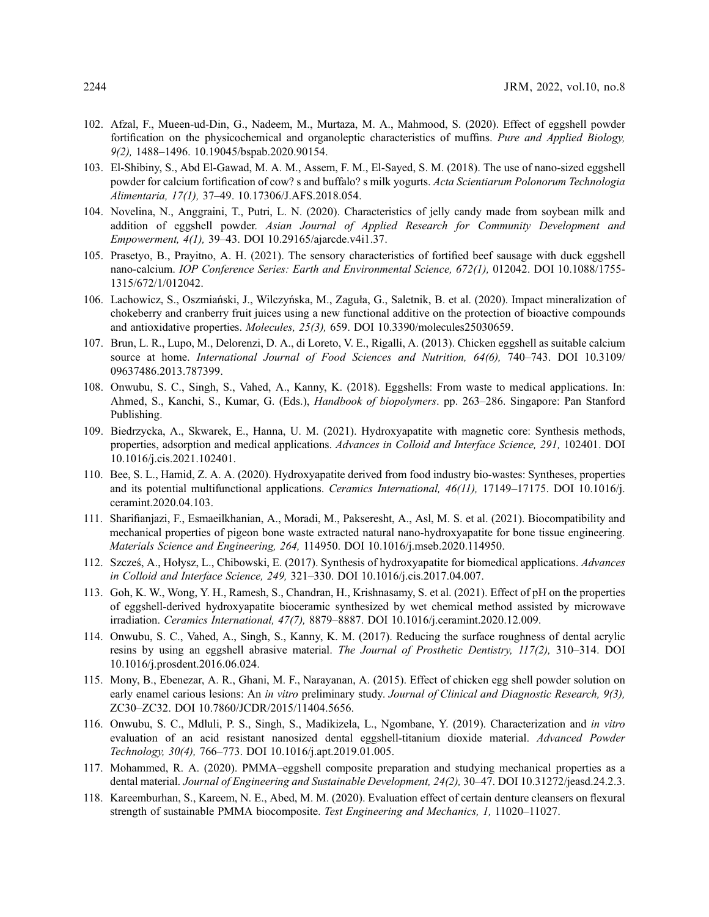102. Afzal, F., Mueen-ud-Din, G., Nadeem, M., Murtaza, M. A., Mahmood, S. (2020). Effect of eggshell powder fortification on the physicochemical and organoleptic characteristics of muffins. *Pure and Applied Biology, 9(2),* 1488–1496. 10.19045/bspab.2020.90154.
103. El-Shibiny, S., Abd El-Gawad, M. A. M., Assem, F. M., El-Sayed, S. M. (2018). The use of nano-sized eggshell powder for calcium fortification of cow? s and buffalo? s milk yogurts. *Acta Scientiarum Polonorum Technologia Alimentaria, 17(1),* 37–49. 10.17306/J.AFS.2018.054.
104. Novelina, N., Anggraini, T., Putri, L. N. (2020). Characteristics of jelly candy made from soybean milk and addition of eggshell powder. *Asian Journal of Applied Research for Community Development and Empowerment, 4(1),* 39–43. DOI 10.29165/ajarcde.v4i1.37.
105. Prasetyo, B., Prayitno, A. H. (2021). The sensory characteristics of fortified beef sausage with duck eggshell nano-calcium. *IOP Conference Series: Earth and Environmental Science, 672(1),* 012042. DOI 10.1088/1755-1315/672/1/012042.
106. Lachowicz, S., Oszmiański, J., Wilczyńska, M., Zaguła, G., Saletnik, B. et al. (2020). Impact mineralization of chokeberry and cranberry fruit juices using a new functional additive on the protection of bioactive compounds and antioxidative properties. *Molecules, 25(3),* 659. DOI 10.3390/molecules25030659.
107. Brun, L. R., Lupo, M., Delorenzi, D. A., di Loreto, V. E., Rigalli, A. (2013). Chicken eggshell as suitable calcium source at home. *International Journal of Food Sciences and Nutrition, 64(6),* 740–743. DOI 10.3109/09637486.2013.787399.
108. Onwubu, S. C., Singh, S., Vahed, A., Kanny, K. (2018). Eggshells: From waste to medical applications. In: Ahmed, S., Kanchi, S., Kumar, G. (Eds.), *Handbook of biopolymers*. pp. 263–286. Singapore: Pan Stanford Publishing.
109. Biedrzycka, A., Skwarek, E., Hanna, U. M. (2021). Hydroxyapatite with magnetic core: Synthesis methods, properties, adsorption and medical applications. *Advances in Colloid and Interface Science, 291,* 102401. DOI 10.1016/j.cis.2021.102401.
110. Bee, S. L., Hamid, Z. A. A. (2020). Hydroxyapatite derived from food industry bio-wastes: Syntheses, properties and its potential multifunctional applications. *Ceramics International, 46(11),* 17149–17175. DOI 10.1016/j.ceramint.2020.04.103.
111. Sharifianjazi, F., Esmaeilkhanian, A., Moradi, M., Pakseresht, A., Asl, M. S. et al. (2021). Biocompatibility and mechanical properties of pigeon bone waste extracted natural nano-hydroxyapatite for bone tissue engineering. *Materials Science and Engineering, 264,* 114950. DOI 10.1016/j.mseb.2020.114950.
112. Szcześ, A., Hołysz, L., Chibowski, E. (2017). Synthesis of hydroxyapatite for biomedical applications. *Advances in Colloid and Interface Science, 249,* 321–330. DOI 10.1016/j.cis.2017.04.007.
113. Goh, K. W., Wong, Y. H., Ramesh, S., Chandran, H., Krishnasamy, S. et al. (2021). Effect of pH on the properties of eggshell-derived hydroxyapatite bioceramic synthesized by wet chemical method assisted by microwave irradiation. *Ceramics International, 47(7),* 8879–8887. DOI 10.1016/j.ceramint.2020.12.009.
114. Onwubu, S. C., Vahed, A., Singh, S., Kanny, K. M. (2017). Reducing the surface roughness of dental acrylic resins by using an eggshell abrasive material. *The Journal of Prosthetic Dentistry, 117(2),* 310–314. DOI 10.1016/j.prosdent.2016.06.024.
115. Mony, B., Ebenezar, A. R., Ghani, M. F., Narayanan, A. (2015). Effect of chicken egg shell powder solution on early enamel carious lesions: An *in vitro* preliminary study. *Journal of Clinical and Diagnostic Research, 9(3),* ZC30–ZC32. DOI 10.7860/JCDR/2015/11404.5656.
116. Onwubu, S. C., Mdluli, P. S., Singh, S., Madikizela, L., Ngombane, Y. (2019). Characterization and *in vitro* evaluation of an acid resistant nanosized dental eggshell-titanium dioxide material. *Advanced Powder Technology, 30(4),* 766–773. DOI 10.1016/j.apt.2019.01.005.
117. Mohammed, R. A. (2020). PMMA–eggshell composite preparation and studying mechanical properties as a dental material. *Journal of Engineering and Sustainable Development, 24(2),* 30–47. DOI 10.31272/jeasd.24.2.3.
118. Kareemburhan, S., Kareem, N. E., Abed, M. M. (2020). Evaluation effect of certain denture cleansers on flexural strength of sustainable PMMA biocomposite. *Test Engineering and Mechanics, 1,* 11020–11027.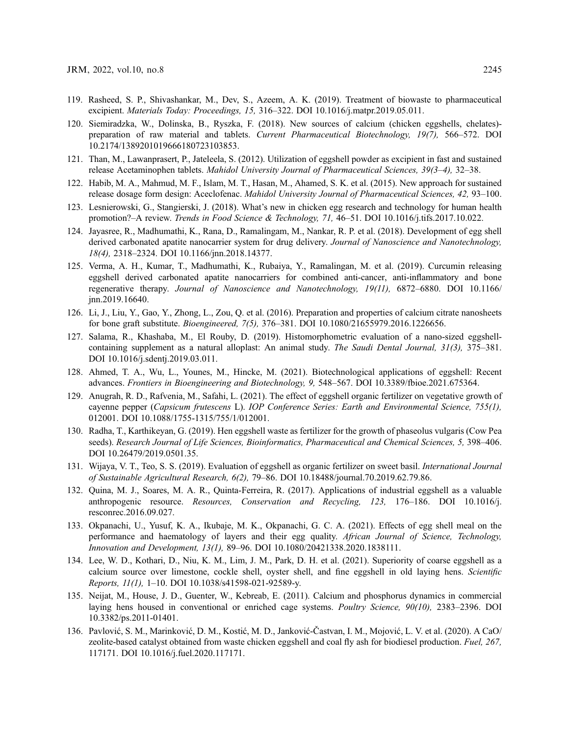119. Rasheed, S. P., Shivashankar, M., Dev, S., Azeem, A. K. (2019). Treatment of biowaste to pharmaceutical excipient. *Materials Today: Proceedings, 15,* 316–322. DOI 10.1016/j.matpr.2019.05.011.

120. Siemiradzka, W., Dolinska, B., Ryszka, F. (2018). New sources of calcium (chicken eggshells, chelates)-preparation of raw material and tablets. *Current Pharmaceutical Biotechnology, 19(7),* 566–572. DOI 10.2174/1389201019666180723103853.

121. Than, M., Lawanprasert, P., Jateleela, S. (2012). Utilization of eggshell powder as excipient in fast and sustained release Acetaminophen tablets. *Mahidol University Journal of Pharmaceutical Sciences, 39(3–4),* 32–38.

122. Habib, M. A., Mahmud, M. F., Islam, M. T., Hasan, M., Ahamed, S. K. et al. (2015). New approach for sustained release dosage form design: Aceclofenac. *Mahidol University Journal of Pharmaceutical Sciences, 42,* 93–100.

123. Lesnierowski, G., Stangierski, J. (2018). What's new in chicken egg research and technology for human health promotion?–A review. *Trends in Food Science & Technology, 71,* 46–51. DOI 10.1016/j.tifs.2017.10.022.

124. Jayasree, R., Madhumathi, K., Rana, D., Ramalingam, M., Nankar, R. P. et al. (2018). Development of egg shell derived carbonated apatite nanocarrier system for drug delivery. *Journal of Nanoscience and Nanotechnology, 18(4),* 2318–2324. DOI 10.1166/jnn.2018.14377.

125. Verma, A. H., Kumar, T., Madhumathi, K., Rubaiya, Y., Ramalingan, M. et al. (2019). Curcumin releasing eggshell derived carbonated apatite nanocarriers for combined anti-cancer, anti-inflammatory and bone regenerative therapy. *Journal of Nanoscience and Nanotechnology, 19(11),* 6872–6880. DOI 10.1166/jnn.2019.16640.

126. Li, J., Liu, Y., Gao, Y., Zhong, L., Zou, Q. et al. (2016). Preparation and properties of calcium citrate nanosheets for bone graft substitute. *Bioengineered, 7(5),* 376–381. DOI 10.1080/21655979.2016.1226656.

127. Salama, R., Khashaba, M., El Rouby, D. (2019). Histomorphometric evaluation of a nano-sized eggshell-containing supplement as a natural alloplast: An animal study. *The Saudi Dental Journal, 31(3),* 375–381. DOI 10.1016/j.sdentj.2019.03.011.

128. Ahmed, T. A., Wu, L., Younes, M., Hincke, M. (2021). Biotechnological applications of eggshell: Recent advances. *Frontiers in Bioengineering and Biotechnology, 9,* 548–567. DOI 10.3389/fbioe.2021.675364.

129. Anugrah, R. D., Rafvenia, M., Safahi, L. (2021). The effect of eggshell organic fertilizer on vegetative growth of cayenne pepper (*Capsicum frutescens* L). *IOP Conference Series: Earth and Environmental Science, 755(1),* 012001. DOI 10.1088/1755-1315/755/1/012001.

130. Radha, T., Karthikeyan, G. (2019). Hen eggshell waste as fertilizer for the growth of phaseolus vulgaris (Cow Pea seeds). *Research Journal of Life Sciences, Bioinformatics, Pharmaceutical and Chemical Sciences, 5,* 398–406. DOI 10.26479/2019.0501.35.

131. Wijaya, V. T., Teo, S. S. (2019). Evaluation of eggshell as organic fertilizer on sweet basil. *International Journal of Sustainable Agricultural Research, 6(2),* 79–86. DOI 10.18488/journal.70.2019.62.79.86.

132. Quina, M. J., Soares, M. A. R., Quinta-Ferreira, R. (2017). Applications of industrial eggshell as a valuable anthropogenic resource. *Resources, Conservation and Recycling, 123,* 176–186. DOI 10.1016/j.resconrec.2016.09.027.

133. Okpanachi, U., Yusuf, K. A., Ikubaje, M. K., Okpanachi, G. C. A. (2021). Effects of egg shell meal on the performance and haematology of layers and their egg quality. *African Journal of Science, Technology, Innovation and Development, 13(1),* 89–96. DOI 10.1080/20421338.2020.1838111.

134. Lee, W. D., Kothari, D., Niu, K. M., Lim, J. M., Park, D. H. et al. (2021). Superiority of coarse eggshell as a calcium source over limestone, cockle shell, oyster shell, and fine eggshell in old laying hens. *Scientific Reports, 11(1),* 1–10. DOI 10.1038/s41598-021-92589-y.

135. Neijat, M., House, J. D., Guenter, W., Kebreab, E. (2011). Calcium and phosphorus dynamics in commercial laying hens housed in conventional or enriched cage systems. *Poultry Science, 90(10),* 2383–2396. DOI 10.3382/ps.2011-01401.

136. Pavlović, S. M., Marinković, D. M., Kostić, M. D., Janković-Častvan, I. M., Mojović, L. V. et al. (2020). A CaO/zeolite-based catalyst obtained from waste chicken eggshell and coal fly ash for biodiesel production. *Fuel, 267,* 117171. DOI 10.1016/j.fuel.2020.117171.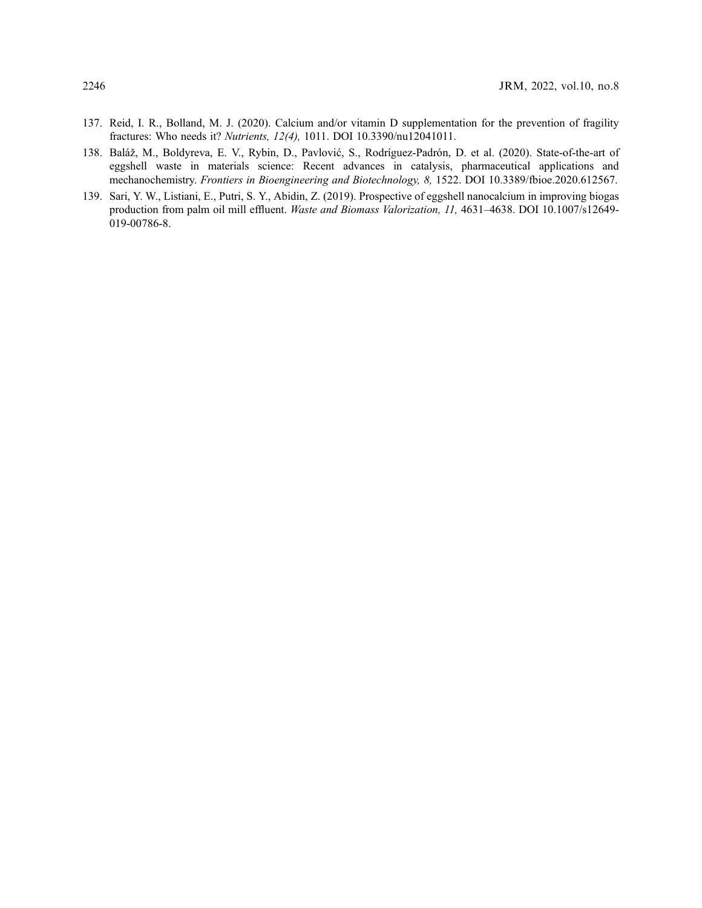137. Reid, I. R., Bolland, M. J. (2020). Calcium and/or vitamin D supplementation for the prevention of fragility fractures: Who needs it? *Nutrients, 12(4),* 1011. DOI 10.3390/nu12041011.
138. Baláž, M., Boldyreva, E. V., Rybin, D., Pavlović, S., Rodríguez-Padrón, D. et al. (2020). State-of-the-art of eggshell waste in materials science: Recent advances in catalysis, pharmaceutical applications and mechanochemistry. *Frontiers in Bioengineering and Biotechnology, 8,* 1522. DOI 10.3389/fbioe.2020.612567.
139. Sari, Y. W., Listiani, E., Putri, S. Y., Abidin, Z. (2019). Prospective of eggshell nanocalcium in improving biogas production from palm oil mill effluent. *Waste and Biomass Valorization, 11,* 4631–4638. DOI 10.1007/s12649-019-00786-8.